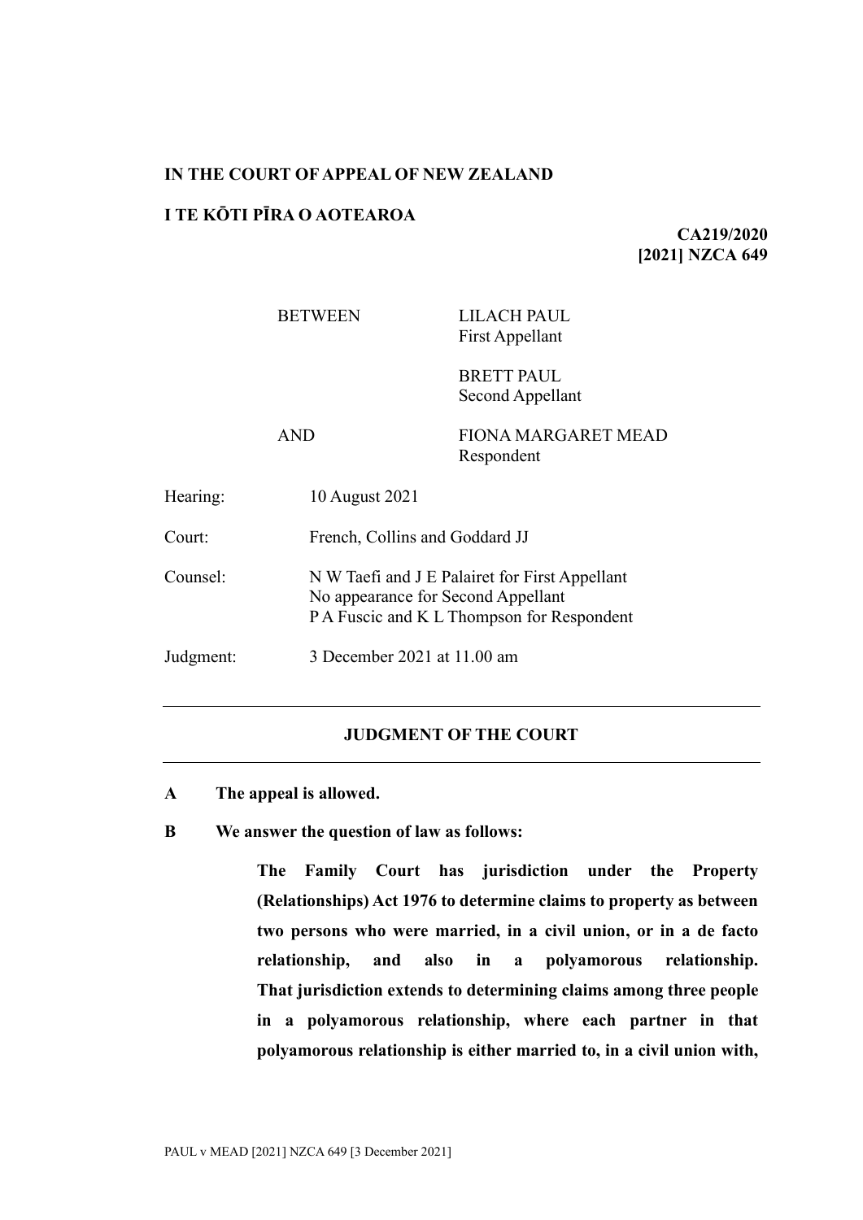**IN THE COURT OF APPEAL OF NEW ZEALAND**

**I TE KŌTI PĪRA O AOTEAROA**

**CA219/2020**
**[2021] NZCA 649**

| | |
|---|---|
| BETWEEN | LILACH PAUL<br>First Appellant |
| | BRETT PAUL<br>Second Appellant |
| AND | FIONA MARGARET MEAD<br>Respondent |

| | |
|---|---|
| Hearing: | 10 August 2021 |
| Court: | French, Collins and Goddard JJ |
| Counsel: | N W Taefi and J E Palairet for First Appellant<br>No appearance for Second Appellant<br>P A Fuscic and K L Thompson for Respondent |
| Judgment: | 3 December 2021 at 11.00 am |

---

**JUDGMENT OF THE COURT**

---

**A The appeal is allowed.**

**B We answer the question of law as follows:**

> **The Family Court has jurisdiction under the Property (Relationships) Act 1976 to determine claims to property as between two persons who were married, in a civil union, or in a de facto relationship, and also in a polyamorous relationship. That jurisdiction extends to determining claims among three people in a polyamorous relationship, where each partner in that polyamorous relationship is either married to, in a civil union with,**

PAUL v MEAD [2021] NZCA 649 [3 December 2021]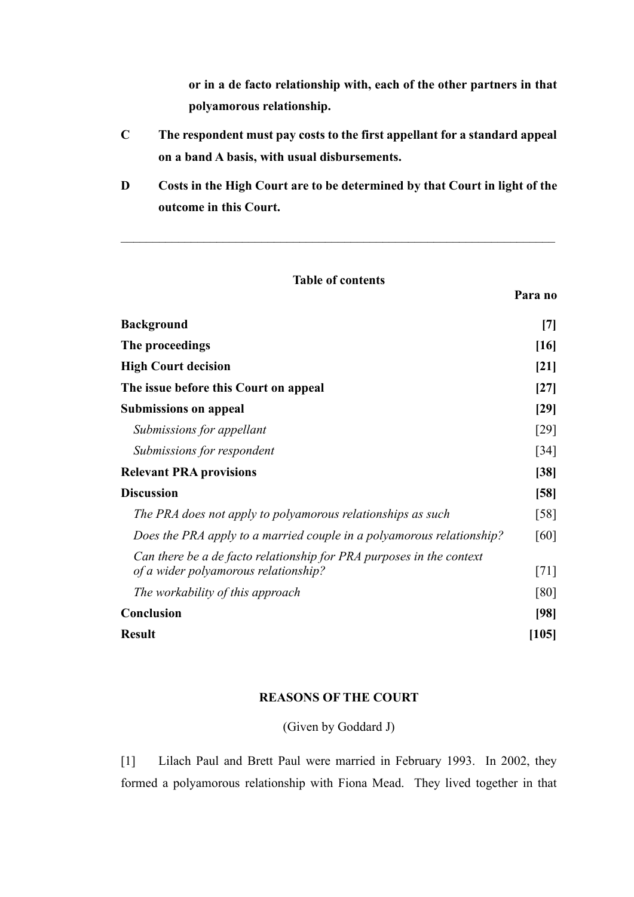**or in a de facto relationship with, each of the other partners in that polyamorous relationship.**

**C The respondent must pay costs to the first appellant for a standard appeal on a band A basis, with usual disbursements.**

**D Costs in the High Court are to be determined by that Court in light of the outcome in this Court.**

---

**Table of contents**

| | Para no |
|---|---|
| **Background** | **[7]** |
| **The proceedings** | **[16]** |
| **High Court decision** | **[21]** |
| **The issue before this Court on appeal** | **[27]** |
| **Submissions on appeal** | **[29]** |
| *Submissions for appellant* | [29] |
| *Submissions for respondent* | [34] |
| **Relevant PRA provisions** | **[38]** |
| **Discussion** | **[58]** |
| *The PRA does not apply to polyamorous relationships as such* | [58] |
| *Does the PRA apply to a married couple in a polyamorous relationship?* | [60] |
| *Can there be a de facto relationship for PRA purposes in the context of a wider polyamorous relationship?* | [71] |
| *The workability of this approach* | [80] |
| **Conclusion** | **[98]** |
| **Result** | **[105]** |

**REASONS OF THE COURT**

(Given by Goddard J)

[1] Lilach Paul and Brett Paul were married in February 1993. In 2002, they formed a polyamorous relationship with Fiona Mead. They lived together in that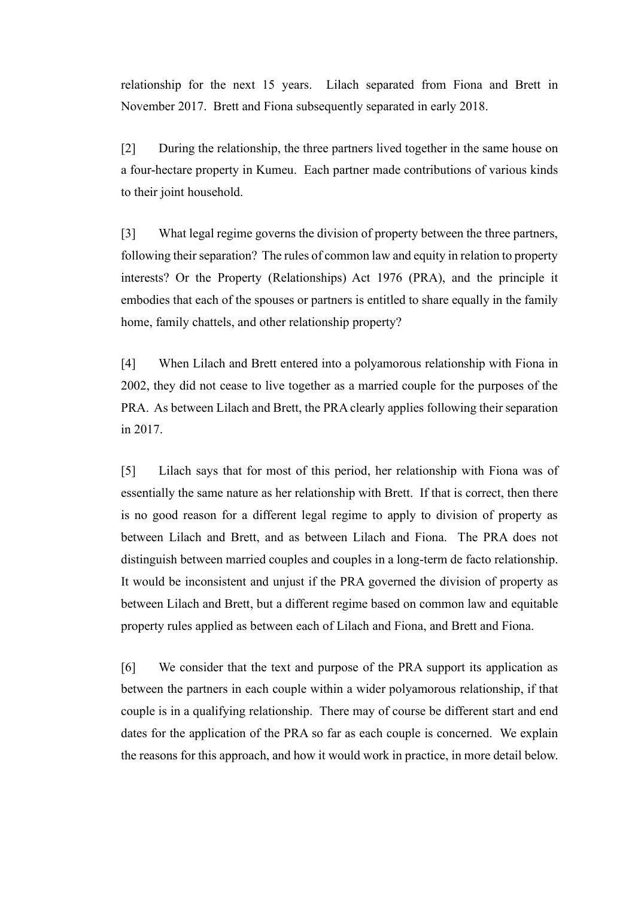relationship for the next 15 years. Lilach separated from Fiona and Brett in November 2017. Brett and Fiona subsequently separated in early 2018.

[2] During the relationship, the three partners lived together in the same house on a four-hectare property in Kumeu. Each partner made contributions of various kinds to their joint household.

[3] What legal regime governs the division of property between the three partners, following their separation? The rules of common law and equity in relation to property interests? Or the Property (Relationships) Act 1976 (PRA), and the principle it embodies that each of the spouses or partners is entitled to share equally in the family home, family chattels, and other relationship property?

[4] When Lilach and Brett entered into a polyamorous relationship with Fiona in 2002, they did not cease to live together as a married couple for the purposes of the PRA. As between Lilach and Brett, the PRA clearly applies following their separation in 2017.

[5] Lilach says that for most of this period, her relationship with Fiona was of essentially the same nature as her relationship with Brett. If that is correct, then there is no good reason for a different legal regime to apply to division of property as between Lilach and Brett, and as between Lilach and Fiona. The PRA does not distinguish between married couples and couples in a long-term de facto relationship. It would be inconsistent and unjust if the PRA governed the division of property as between Lilach and Brett, but a different regime based on common law and equitable property rules applied as between each of Lilach and Fiona, and Brett and Fiona.

[6] We consider that the text and purpose of the PRA support its application as between the partners in each couple within a wider polyamorous relationship, if that couple is in a qualifying relationship. There may of course be different start and end dates for the application of the PRA so far as each couple is concerned. We explain the reasons for this approach, and how it would work in practice, in more detail below.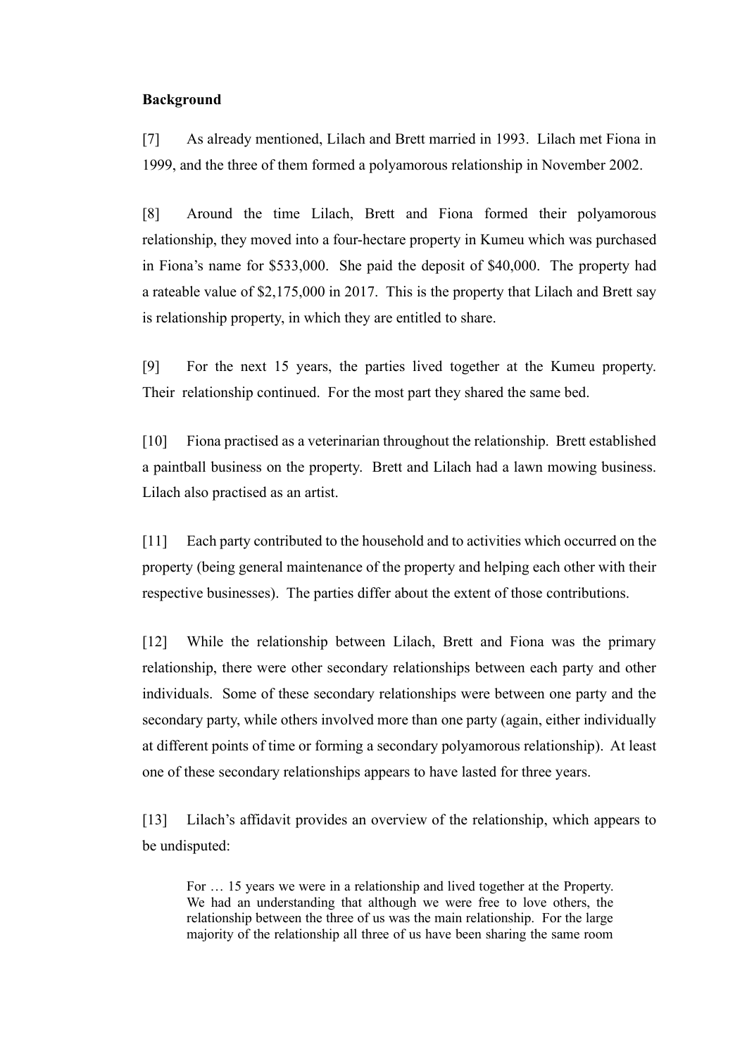**Background**

[7] As already mentioned, Lilach and Brett married in 1993. Lilach met Fiona in 1999, and the three of them formed a polyamorous relationship in November 2002.

[8] Around the time Lilach, Brett and Fiona formed their polyamorous relationship, they moved into a four-hectare property in Kumeu which was purchased in Fiona's name for $533,000. She paid the deposit of $40,000. The property had a rateable value of $2,175,000 in 2017. This is the property that Lilach and Brett say is relationship property, in which they are entitled to share.

[9] For the next 15 years, the parties lived together at the Kumeu property. Their relationship continued. For the most part they shared the same bed.

[10] Fiona practised as a veterinarian throughout the relationship. Brett established a paintball business on the property. Brett and Lilach had a lawn mowing business. Lilach also practised as an artist.

[11] Each party contributed to the household and to activities which occurred on the property (being general maintenance of the property and helping each other with their respective businesses). The parties differ about the extent of those contributions.

[12] While the relationship between Lilach, Brett and Fiona was the primary relationship, there were other secondary relationships between each party and other individuals. Some of these secondary relationships were between one party and the secondary party, while others involved more than one party (again, either individually at different points of time or forming a secondary polyamorous relationship). At least one of these secondary relationships appears to have lasted for three years.

[13] Lilach's affidavit provides an overview of the relationship, which appears to be undisputed:

> For … 15 years we were in a relationship and lived together at the Property. We had an understanding that although we were free to love others, the relationship between the three of us was the main relationship. For the large majority of the relationship all three of us have been sharing the same room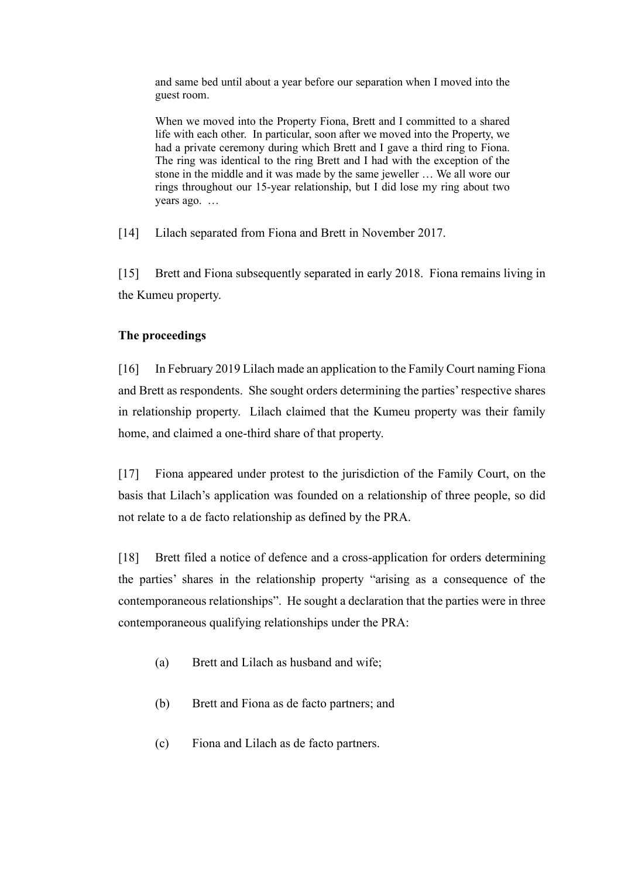> and same bed until about a year before our separation when I moved into the guest room.
>
> When we moved into the Property Fiona, Brett and I committed to a shared life with each other. In particular, soon after we moved into the Property, we had a private ceremony during which Brett and I gave a third ring to Fiona. The ring was identical to the ring Brett and I had with the exception of the stone in the middle and it was made by the same jeweller … We all wore our rings throughout our 15-year relationship, but I did lose my ring about two years ago. …

[14] Lilach separated from Fiona and Brett in November 2017.

[15] Brett and Fiona subsequently separated in early 2018. Fiona remains living in the Kumeu property.

### The proceedings

[16] In February 2019 Lilach made an application to the Family Court naming Fiona and Brett as respondents. She sought orders determining the parties' respective shares in relationship property. Lilach claimed that the Kumeu property was their family home, and claimed a one-third share of that property.

[17] Fiona appeared under protest to the jurisdiction of the Family Court, on the basis that Lilach's application was founded on a relationship of three people, so did not relate to a de facto relationship as defined by the PRA.

[18] Brett filed a notice of defence and a cross-application for orders determining the parties' shares in the relationship property "arising as a consequence of the contemporaneous relationships". He sought a declaration that the parties were in three contemporaneous qualifying relationships under the PRA:

(a) Brett and Lilach as husband and wife;

(b) Brett and Fiona as de facto partners; and

(c) Fiona and Lilach as de facto partners.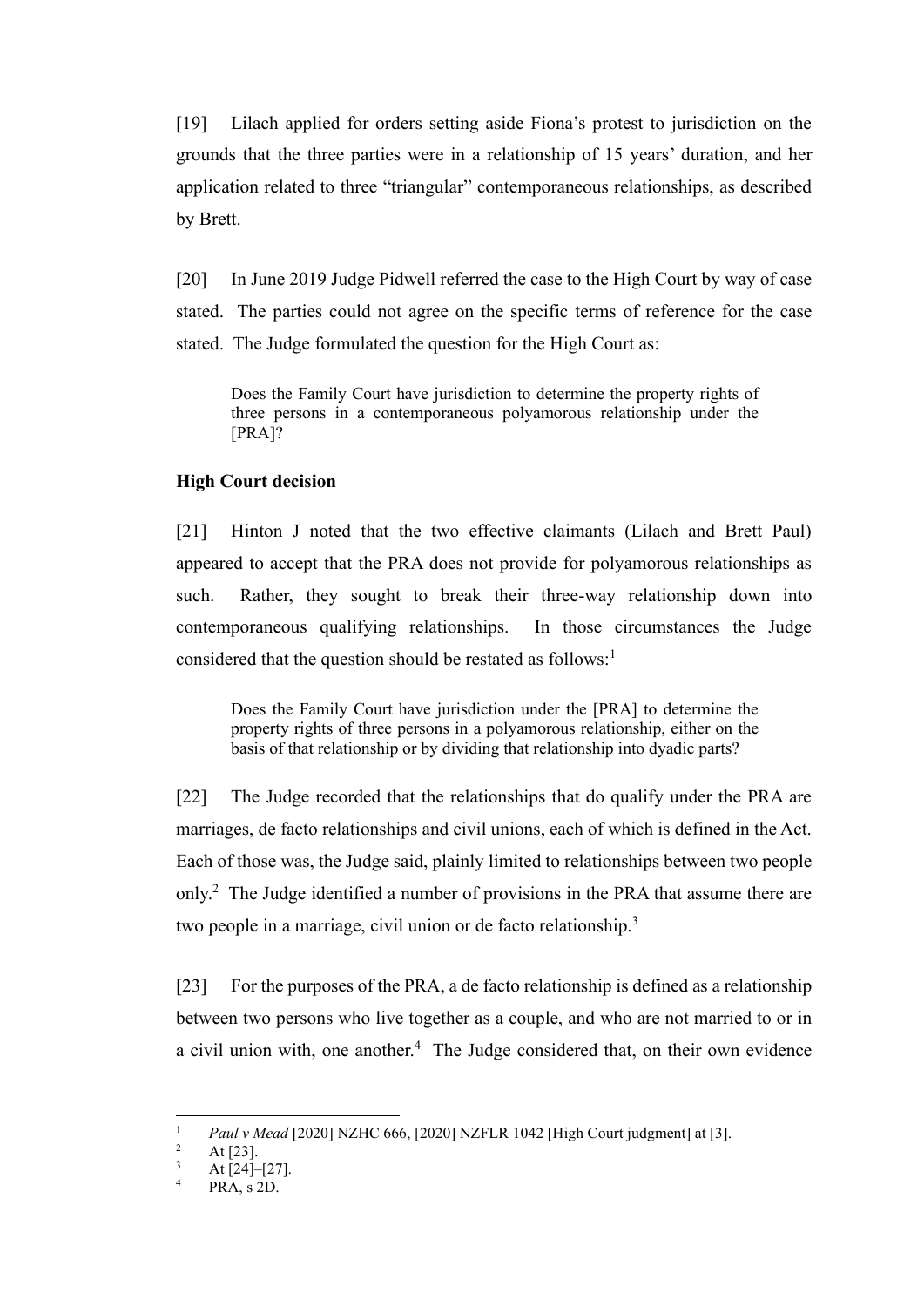[19] Lilach applied for orders setting aside Fiona's protest to jurisdiction on the grounds that the three parties were in a relationship of 15 years' duration, and her application related to three "triangular" contemporaneous relationships, as described by Brett.

[20] In June 2019 Judge Pidwell referred the case to the High Court by way of case stated. The parties could not agree on the specific terms of reference for the case stated. The Judge formulated the question for the High Court as:

> Does the Family Court have jurisdiction to determine the property rights of three persons in a contemporaneous polyamorous relationship under the [PRA]?

**High Court decision**

[21] Hinton J noted that the two effective claimants (Lilach and Brett Paul) appeared to accept that the PRA does not provide for polyamorous relationships as such. Rather, they sought to break their three-way relationship down into contemporaneous qualifying relationships. In those circumstances the Judge considered that the question should be restated as follows:[1]

> Does the Family Court have jurisdiction under the [PRA] to determine the property rights of three persons in a polyamorous relationship, either on the basis of that relationship or by dividing that relationship into dyadic parts?

[22] The Judge recorded that the relationships that do qualify under the PRA are marriages, de facto relationships and civil unions, each of which is defined in the Act. Each of those was, the Judge said, plainly limited to relationships between two people only.[2] The Judge identified a number of provisions in the PRA that assume there are two people in a marriage, civil union or de facto relationship.[3]

[23] For the purposes of the PRA, a de facto relationship is defined as a relationship between two persons who live together as a couple, and who are not married to or in a civil union with, one another.[4] The Judge considered that, on their own evidence

---

[1] *Paul v Mead* [2020] NZHC 666, [2020] NZFLR 1042 [High Court judgment] at [3].

[2] At [23].

[3] At [24]–[27].

[4] PRA, s 2D.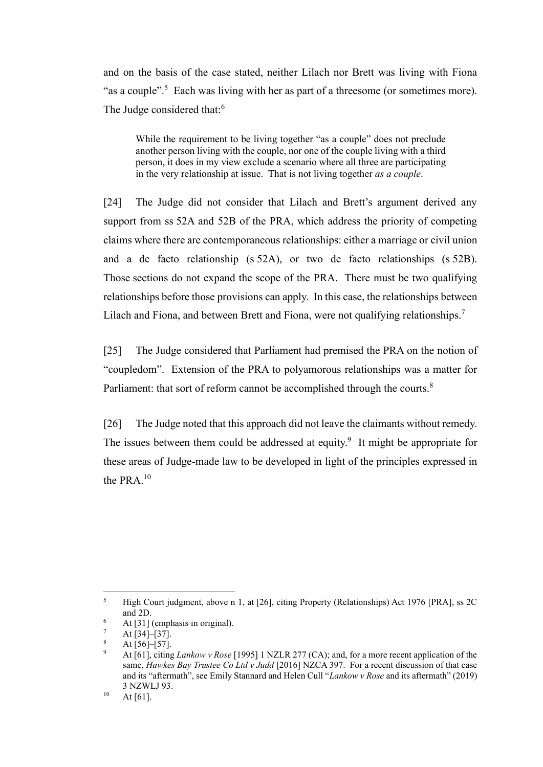and on the basis of the case stated, neither Lilach nor Brett was living with Fiona "as a couple".[5] Each was living with her as part of a threesome (or sometimes more). The Judge considered that:[6]

> While the requirement to be living together "as a couple" does not preclude another person living with the couple, nor one of the couple living with a third person, it does in my view exclude a scenario where all three are participating in the very relationship at issue. That is not living together *as a couple*.

[24] The Judge did not consider that Lilach and Brett's argument derived any support from ss 52A and 52B of the PRA, which address the priority of competing claims where there are contemporaneous relationships: either a marriage or civil union and a de facto relationship (s 52A), or two de facto relationships (s 52B). Those sections do not expand the scope of the PRA. There must be two qualifying relationships before those provisions can apply. In this case, the relationships between Lilach and Fiona, and between Brett and Fiona, were not qualifying relationships.[7]

[25] The Judge considered that Parliament had premised the PRA on the notion of "coupledom". Extension of the PRA to polyamorous relationships was a matter for Parliament: that sort of reform cannot be accomplished through the courts.[8]

[26] The Judge noted that this approach did not leave the claimants without remedy. The issues between them could be addressed at equity.[9] It might be appropriate for these areas of Judge-made law to be developed in light of the principles expressed in the PRA.[10]

---

[5] High Court judgment, above n 1, at [26], citing Property (Relationships) Act 1976 [PRA], ss 2C and 2D.

[6] At [31] (emphasis in original).

[7] At [34]–[37].

[8] At [56]–[57].

[9] At [61], citing *Lankow v Rose* [1995] 1 NZLR 277 (CA); and, for a more recent application of the same, *Hawkes Bay Trustee Co Ltd v Judd* [2016] NZCA 397. For a recent discussion of that case and its "aftermath", see Emily Stannard and Helen Cull "*Lankow v Rose* and its aftermath" (2019) 3 NZWLJ 93.

[10] At [61].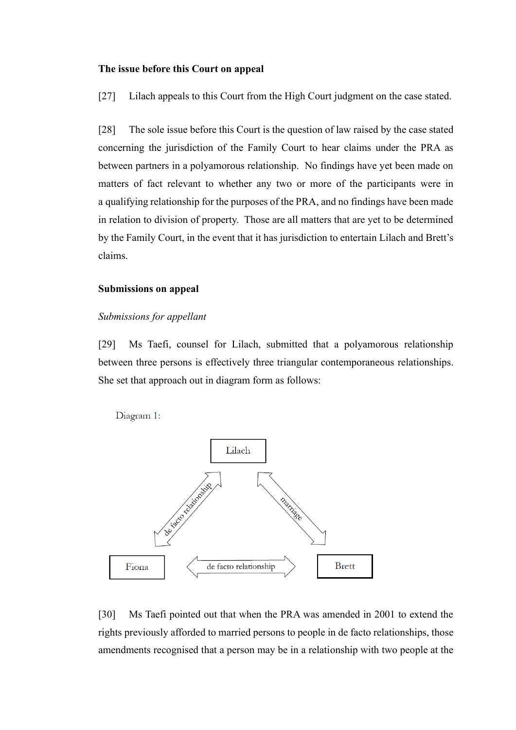**The issue before this Court on appeal**

[27] Lilach appeals to this Court from the High Court judgment on the case stated.

[28] The sole issue before this Court is the question of law raised by the case stated concerning the jurisdiction of the Family Court to hear claims under the PRA as between partners in a polyamorous relationship. No findings have yet been made on matters of fact relevant to whether any two or more of the participants were in a qualifying relationship for the purposes of the PRA, and no findings have been made in relation to division of property. Those are all matters that are yet to be determined by the Family Court, in the event that it has jurisdiction to entertain Lilach and Brett's claims.

**Submissions on appeal**

*Submissions for appellant*

[29] Ms Taefi, counsel for Lilach, submitted that a polyamorous relationship between three persons is effectively three triangular contemporaneous relationships. She set that approach out in diagram form as follows:

Diagram 1:

Lilach

de facto relationship | marriage

Fiona | de facto relationship | Brett

[30] Ms Taefi pointed out that when the PRA was amended in 2001 to extend the rights previously afforded to married persons to people in de facto relationships, those amendments recognised that a person may be in a relationship with two people at the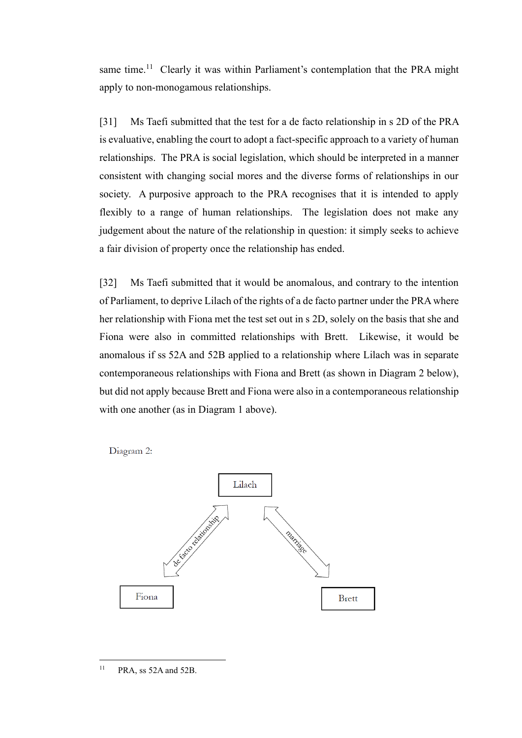same time.[11] Clearly it was within Parliament's contemplation that the PRA might apply to non-monogamous relationships.

[31] Ms Taefi submitted that the test for a de facto relationship in s 2D of the PRA is evaluative, enabling the court to adopt a fact-specific approach to a variety of human relationships. The PRA is social legislation, which should be interpreted in a manner consistent with changing social mores and the diverse forms of relationships in our society. A purposive approach to the PRA recognises that it is intended to apply flexibly to a range of human relationships. The legislation does not make any judgement about the nature of the relationship in question: it simply seeks to achieve a fair division of property once the relationship has ended.

[32] Ms Taefi submitted that it would be anomalous, and contrary to the intention of Parliament, to deprive Lilach of the rights of a de facto partner under the PRA where her relationship with Fiona met the test set out in s 2D, solely on the basis that she and Fiona were also in committed relationships with Brett. Likewise, it would be anomalous if ss 52A and 52B applied to a relationship where Lilach was in separate contemporaneous relationships with Fiona and Brett (as shown in Diagram 2 below), but did not apply because Brett and Fiona were also in a contemporaneous relationship with one another (as in Diagram 1 above).

Diagram 2:

Lilach

de facto relationship

marriage

Fiona

Brett

---

[11] PRA, ss 52A and 52B.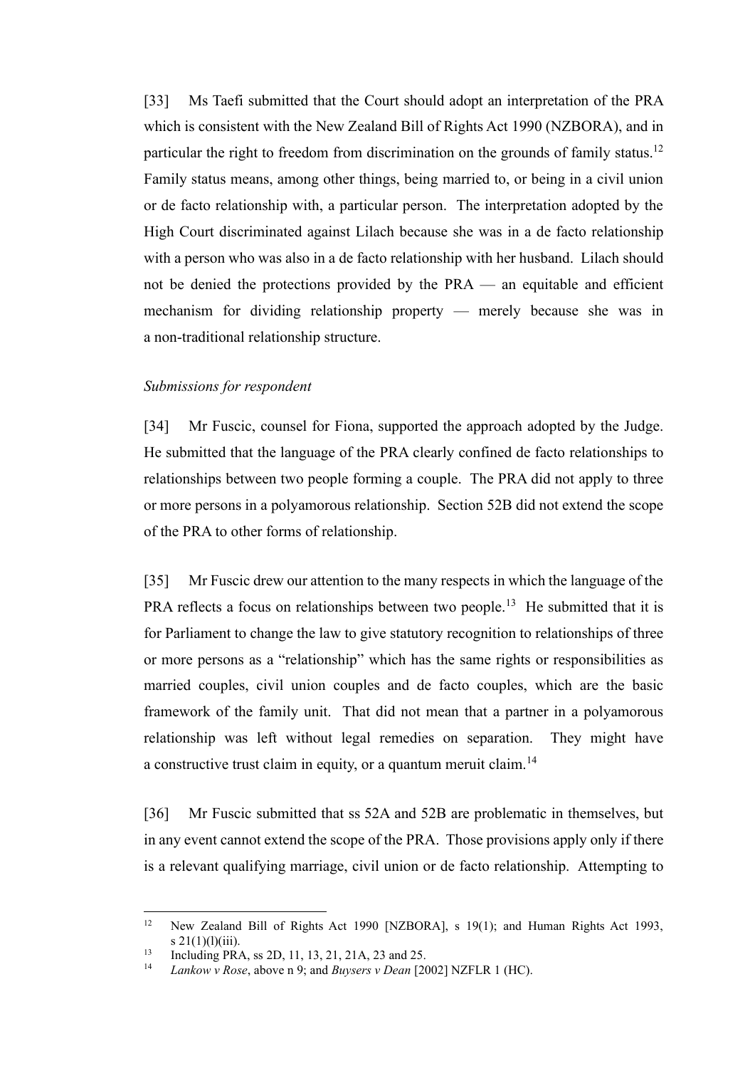[33] Ms Taefi submitted that the Court should adopt an interpretation of the PRA which is consistent with the New Zealand Bill of Rights Act 1990 (NZBORA), and in particular the right to freedom from discrimination on the grounds of family status.[12] Family status means, among other things, being married to, or being in a civil union or de facto relationship with, a particular person. The interpretation adopted by the High Court discriminated against Lilach because she was in a de facto relationship with a person who was also in a de facto relationship with her husband. Lilach should not be denied the protections provided by the PRA — an equitable and efficient mechanism for dividing relationship property — merely because she was in a non-traditional relationship structure.

*Submissions for respondent*

[34] Mr Fuscic, counsel for Fiona, supported the approach adopted by the Judge. He submitted that the language of the PRA clearly confined de facto relationships to relationships between two people forming a couple. The PRA did not apply to three or more persons in a polyamorous relationship. Section 52B did not extend the scope of the PRA to other forms of relationship.

[35] Mr Fuscic drew our attention to the many respects in which the language of the PRA reflects a focus on relationships between two people.[13] He submitted that it is for Parliament to change the law to give statutory recognition to relationships of three or more persons as a "relationship" which has the same rights or responsibilities as married couples, civil union couples and de facto couples, which are the basic framework of the family unit. That did not mean that a partner in a polyamorous relationship was left without legal remedies on separation. They might have a constructive trust claim in equity, or a quantum meruit claim.[14]

[36] Mr Fuscic submitted that ss 52A and 52B are problematic in themselves, but in any event cannot extend the scope of the PRA. Those provisions apply only if there is a relevant qualifying marriage, civil union or de facto relationship. Attempting to

---

[12] New Zealand Bill of Rights Act 1990 [NZBORA], s 19(1); and Human Rights Act 1993, s 21(1)(l)(iii).

[13] Including PRA, ss 2D, 11, 13, 21, 21A, 23 and 25.

[14] *Lankow v Rose*, above n 9; and *Buysers v Dean* [2002] NZFLR 1 (HC).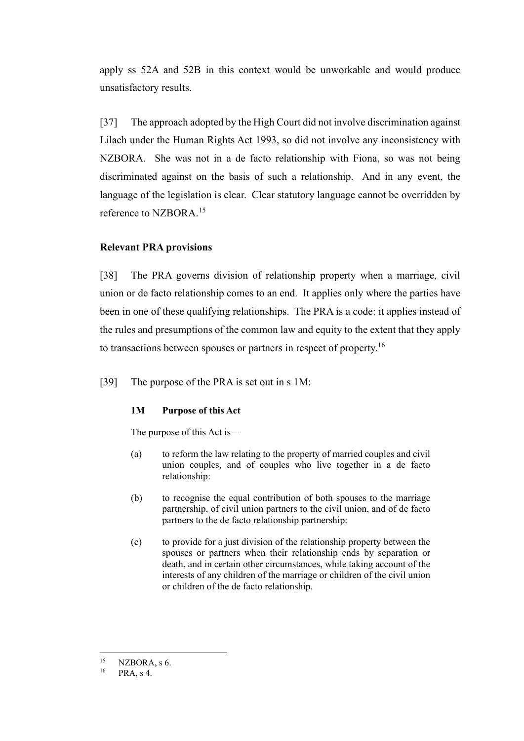apply ss 52A and 52B in this context would be unworkable and would produce unsatisfactory results.

[37] The approach adopted by the High Court did not involve discrimination against Lilach under the Human Rights Act 1993, so did not involve any inconsistency with NZBORA. She was not in a de facto relationship with Fiona, so was not being discriminated against on the basis of such a relationship. And in any event, the language of the legislation is clear. Clear statutory language cannot be overridden by reference to NZBORA.[15]

**Relevant PRA provisions**

[38] The PRA governs division of relationship property when a marriage, civil union or de facto relationship comes to an end. It applies only where the parties have been in one of these qualifying relationships. The PRA is a code: it applies instead of the rules and presumptions of the common law and equity to the extent that they apply to transactions between spouses or partners in respect of property.[16]

[39] The purpose of the PRA is set out in s 1M:

> **1M Purpose of this Act**
>
> The purpose of this Act is—
>
> (a) to reform the law relating to the property of married couples and civil union couples, and of couples who live together in a de facto relationship:
>
> (b) to recognise the equal contribution of both spouses to the marriage partnership, of civil union partners to the civil union, and of de facto partners to the de facto relationship partnership:
>
> (c) to provide for a just division of the relationship property between the spouses or partners when their relationship ends by separation or death, and in certain other circumstances, while taking account of the interests of any children of the marriage or children of the civil union or children of the de facto relationship.

---

[15] NZBORA, s 6.

[16] PRA, s 4.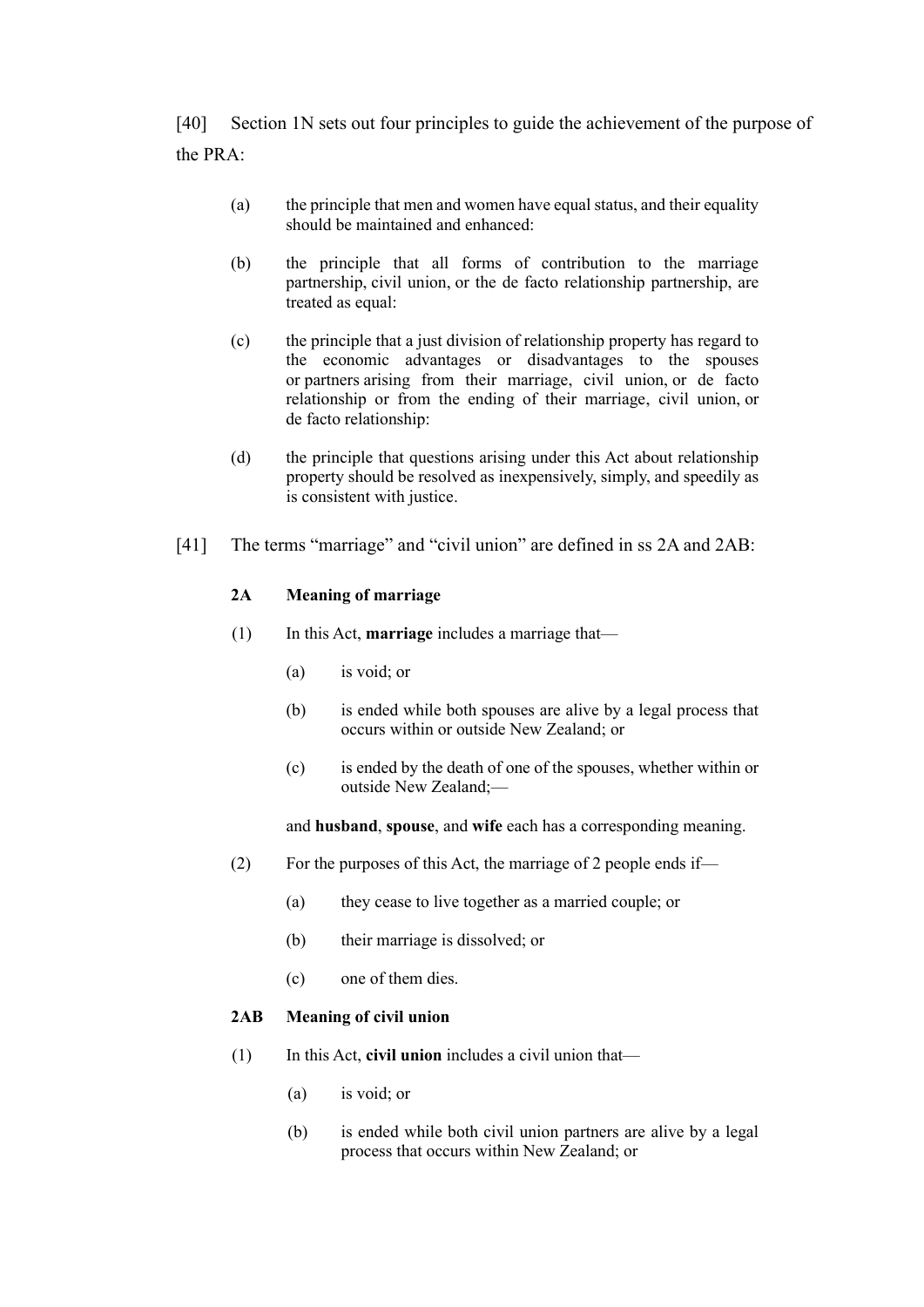[40] Section 1N sets out four principles to guide the achievement of the purpose of the PRA:

> (a) the principle that men and women have equal status, and their equality should be maintained and enhanced:
>
> (b) the principle that all forms of contribution to the marriage partnership, civil union, or the de facto relationship partnership, are treated as equal:
>
> (c) the principle that a just division of relationship property has regard to the economic advantages or disadvantages to the spouses or partners arising from their marriage, civil union, or de facto relationship or from the ending of their marriage, civil union, or de facto relationship:
>
> (d) the principle that questions arising under this Act about relationship property should be resolved as inexpensively, simply, and speedily as is consistent with justice.

[41] The terms "marriage" and "civil union" are defined in ss 2A and 2AB:

> **2A Meaning of marriage**
>
> (1) In this Act, **marriage** includes a marriage that—
>
> > (a) is void; or
> >
> > (b) is ended while both spouses are alive by a legal process that occurs within or outside New Zealand; or
> >
> > (c) is ended by the death of one of the spouses, whether within or outside New Zealand;—
>
> and **husband**, **spouse**, and **wife** each has a corresponding meaning.
>
> (2) For the purposes of this Act, the marriage of 2 people ends if—
>
> > (a) they cease to live together as a married couple; or
> >
> > (b) their marriage is dissolved; or
> >
> > (c) one of them dies.
>
> **2AB Meaning of civil union**
>
> (1) In this Act, **civil union** includes a civil union that—
>
> > (a) is void; or
> >
> > (b) is ended while both civil union partners are alive by a legal process that occurs within New Zealand; or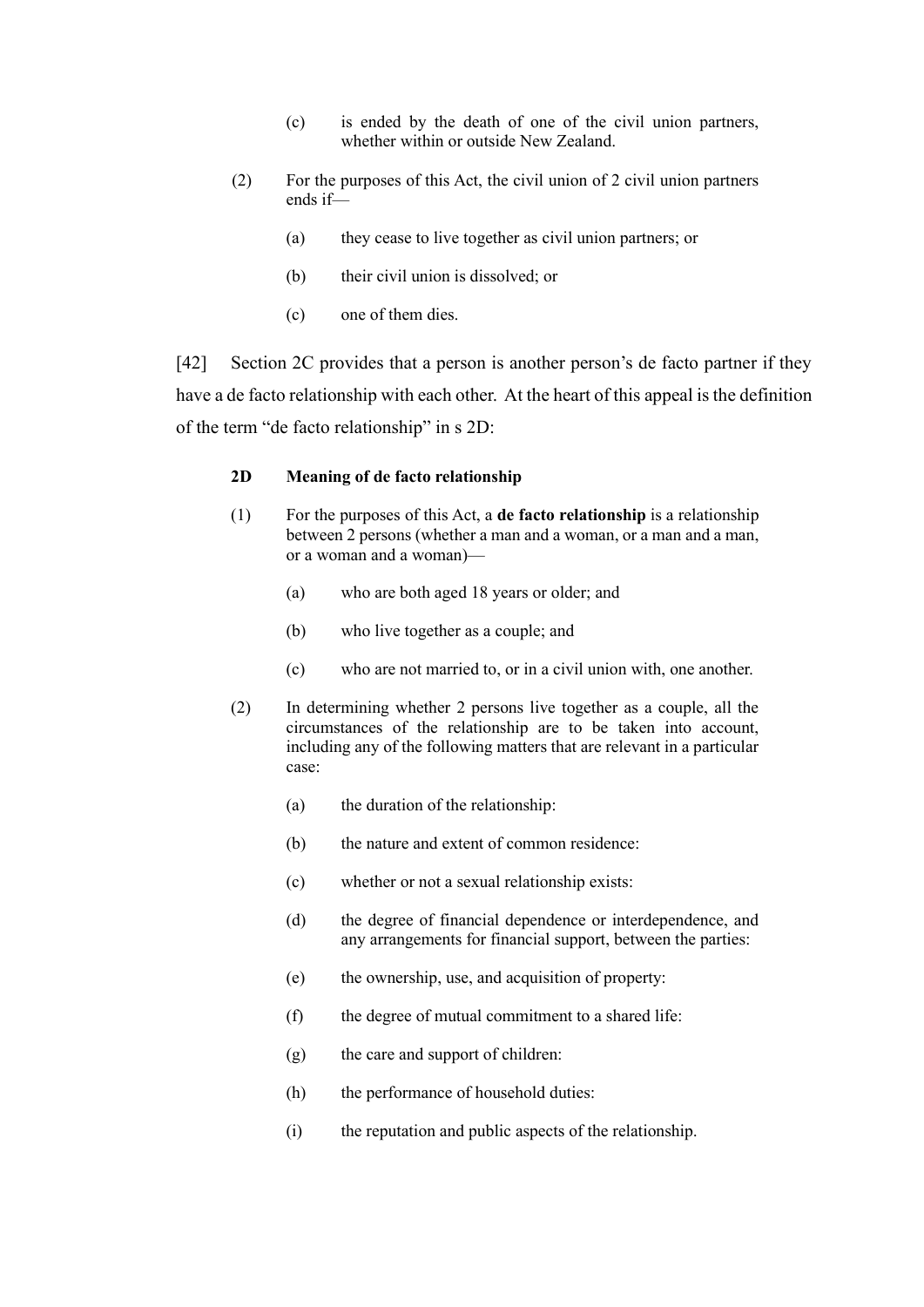(c) is ended by the death of one of the civil union partners, whether within or outside New Zealand.

(2) For the purposes of this Act, the civil union of 2 civil union partners ends if—

(a) they cease to live together as civil union partners; or

(b) their civil union is dissolved; or

(c) one of them dies.

[42] Section 2C provides that a person is another person's de facto partner if they have a de facto relationship with each other. At the heart of this appeal is the definition of the term "de facto relationship" in s 2D:

**2D Meaning of de facto relationship**

(1) For the purposes of this Act, a **de facto relationship** is a relationship between 2 persons (whether a man and a woman, or a man and a man, or a woman and a woman)—

(a) who are both aged 18 years or older; and

(b) who live together as a couple; and

(c) who are not married to, or in a civil union with, one another.

(2) In determining whether 2 persons live together as a couple, all the circumstances of the relationship are to be taken into account, including any of the following matters that are relevant in a particular case:

(a) the duration of the relationship:

(b) the nature and extent of common residence:

(c) whether or not a sexual relationship exists:

(d) the degree of financial dependence or interdependence, and any arrangements for financial support, between the parties:

(e) the ownership, use, and acquisition of property:

(f) the degree of mutual commitment to a shared life:

(g) the care and support of children:

(h) the performance of household duties:

(i) the reputation and public aspects of the relationship.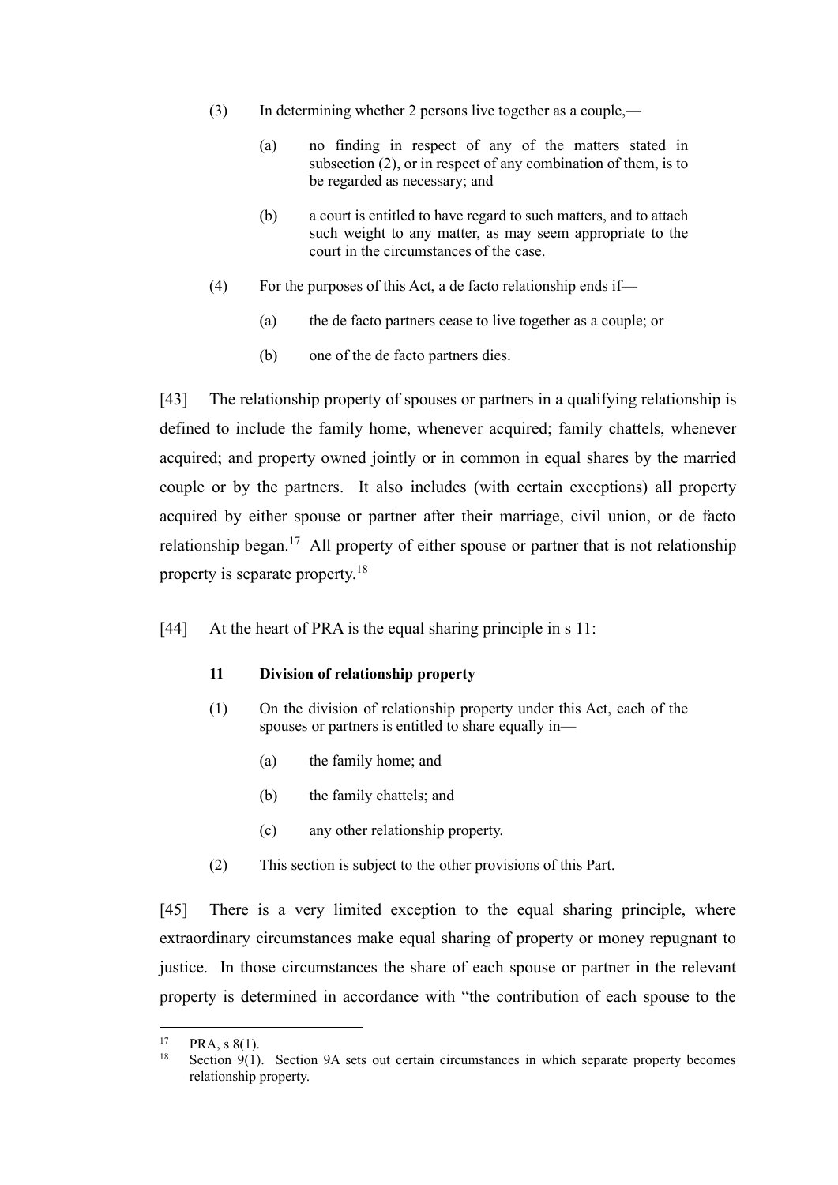> (3) In determining whether 2 persons live together as a couple,—
>
> > (a) no finding in respect of any of the matters stated in subsection (2), or in respect of any combination of them, is to be regarded as necessary; and
> >
> > (b) a court is entitled to have regard to such matters, and to attach such weight to any matter, as may seem appropriate to the court in the circumstances of the case.
>
> (4) For the purposes of this Act, a de facto relationship ends if—
>
> > (a) the de facto partners cease to live together as a couple; or
> >
> > (b) one of the de facto partners dies.

[43] The relationship property of spouses or partners in a qualifying relationship is defined to include the family home, whenever acquired; family chattels, whenever acquired; and property owned jointly or in common in equal shares by the married couple or by the partners. It also includes (with certain exceptions) all property acquired by either spouse or partner after their marriage, civil union, or de facto relationship began.[17] All property of either spouse or partner that is not relationship property is separate property.[18]

[44] At the heart of PRA is the equal sharing principle in s 11:

> **11 Division of relationship property**
>
> (1) On the division of relationship property under this Act, each of the spouses or partners is entitled to share equally in—
>
> > (a) the family home; and
> >
> > (b) the family chattels; and
> >
> > (c) any other relationship property.
>
> (2) This section is subject to the other provisions of this Part.

[45] There is a very limited exception to the equal sharing principle, where extraordinary circumstances make equal sharing of property or money repugnant to justice. In those circumstances the share of each spouse or partner in the relevant property is determined in accordance with "the contribution of each spouse to the

---

[17] PRA, s 8(1).

[18] Section 9(1). Section 9A sets out certain circumstances in which separate property becomes relationship property.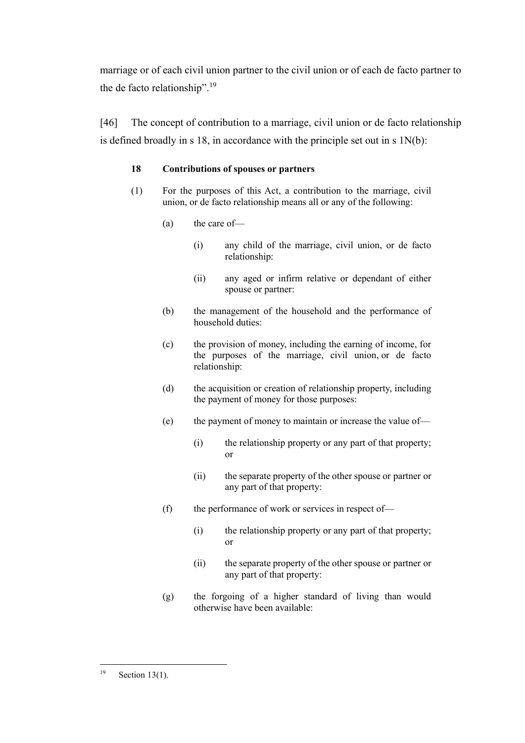marriage or of each civil union partner to the civil union or of each de facto partner to the de facto relationship".[19]

[46] The concept of contribution to a marriage, civil union or de facto relationship is defined broadly in s 18, in accordance with the principle set out in s 1N(b):

> **18 Contributions of spouses or partners**
>
> (1) For the purposes of this Act, a contribution to the marriage, civil union, or de facto relationship means all or any of the following:
>
> (a) the care of—
>
> (i) any child of the marriage, civil union, or de facto relationship:
>
> (ii) any aged or infirm relative or dependant of either spouse or partner:
>
> (b) the management of the household and the performance of household duties:
>
> (c) the provision of money, including the earning of income, for the purposes of the marriage, civil union, or de facto relationship:
>
> (d) the acquisition or creation of relationship property, including the payment of money for those purposes:
>
> (e) the payment of money to maintain or increase the value of—
>
> (i) the relationship property or any part of that property; or
>
> (ii) the separate property of the other spouse or partner or any part of that property:
>
> (f) the performance of work or services in respect of—
>
> (i) the relationship property or any part of that property; or
>
> (ii) the separate property of the other spouse or partner or any part of that property:
>
> (g) the forgoing of a higher standard of living than would otherwise have been available:

[19] Section 13(1).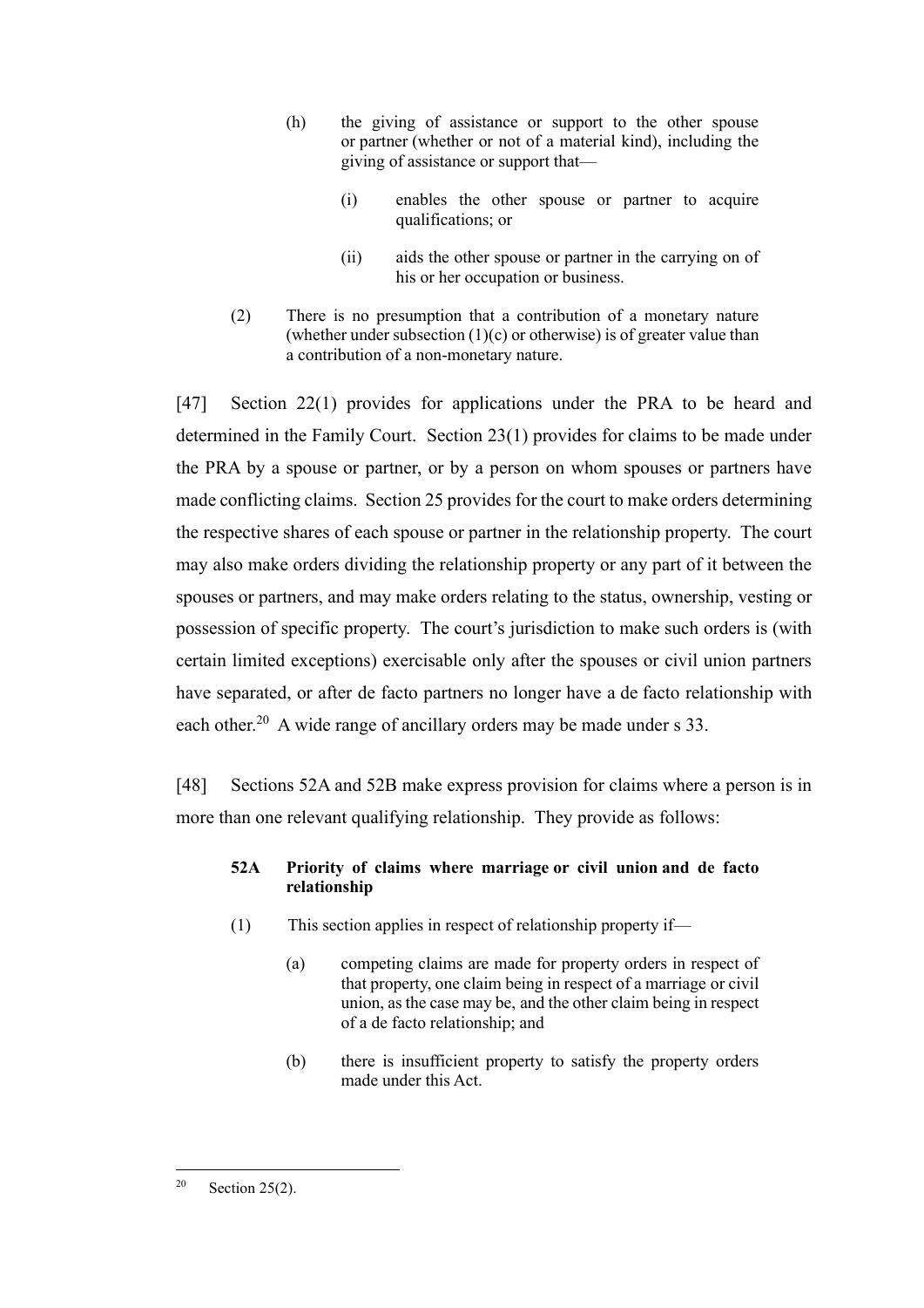> (h) the giving of assistance or support to the other spouse or partner (whether or not of a material kind), including the giving of assistance or support that—
>
> > (i) enables the other spouse or partner to acquire qualifications; or
> >
> > (ii) aids the other spouse or partner in the carrying on of his or her occupation or business.
>
> (2) There is no presumption that a contribution of a monetary nature (whether under subsection (1)(c) or otherwise) is of greater value than a contribution of a non-monetary nature.

[47] Section 22(1) provides for applications under the PRA to be heard and determined in the Family Court. Section 23(1) provides for claims to be made under the PRA by a spouse or partner, or by a person on whom spouses or partners have made conflicting claims. Section 25 provides for the court to make orders determining the respective shares of each spouse or partner in the relationship property. The court may also make orders dividing the relationship property or any part of it between the spouses or partners, and may make orders relating to the status, ownership, vesting or possession of specific property. The court's jurisdiction to make such orders is (with certain limited exceptions) exercisable only after the spouses or civil union partners have separated, or after de facto partners no longer have a de facto relationship with each other.[20] A wide range of ancillary orders may be made under s 33.

[48] Sections 52A and 52B make express provision for claims where a person is in more than one relevant qualifying relationship. They provide as follows:

> **52A Priority of claims where marriage or civil union and de facto relationship**
>
> (1) This section applies in respect of relationship property if—
>
> > (a) competing claims are made for property orders in respect of that property, one claim being in respect of a marriage or civil union, as the case may be, and the other claim being in respect of a de facto relationship; and
> >
> > (b) there is insufficient property to satisfy the property orders made under this Act.

[20] Section 25(2).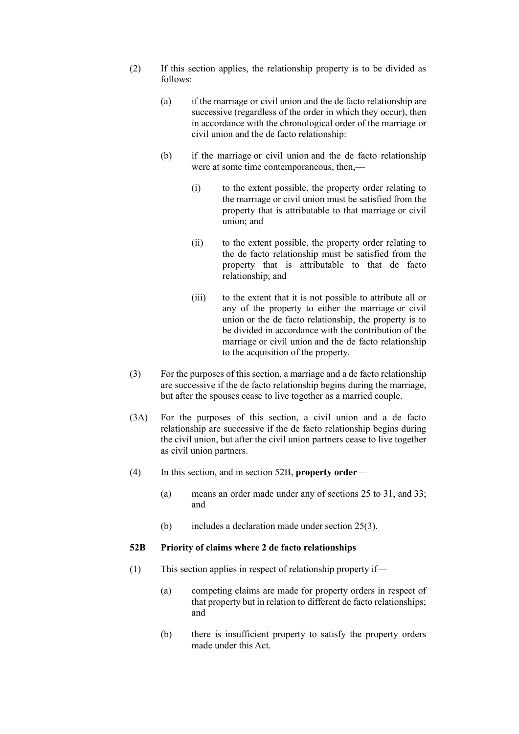(2) If this section applies, the relationship property is to be divided as follows:

(a) if the marriage or civil union and the de facto relationship are successive (regardless of the order in which they occur), then in accordance with the chronological order of the marriage or civil union and the de facto relationship:

(b) if the marriage or civil union and the de facto relationship were at some time contemporaneous, then,—

(i) to the extent possible, the property order relating to the marriage or civil union must be satisfied from the property that is attributable to that marriage or civil union; and

(ii) to the extent possible, the property order relating to the de facto relationship must be satisfied from the property that is attributable to that de facto relationship; and

(iii) to the extent that it is not possible to attribute all or any of the property to either the marriage or civil union or the de facto relationship, the property is to be divided in accordance with the contribution of the marriage or civil union and the de facto relationship to the acquisition of the property.

(3) For the purposes of this section, a marriage and a de facto relationship are successive if the de facto relationship begins during the marriage, but after the spouses cease to live together as a married couple.

(3A) For the purposes of this section, a civil union and a de facto relationship are successive if the de facto relationship begins during the civil union, but after the civil union partners cease to live together as civil union partners.

(4) In this section, and in section 52B, **property order**—

(a) means an order made under any of sections 25 to 31, and 33; and

(b) includes a declaration made under section 25(3).

### 52B Priority of claims where 2 de facto relationships

(1) This section applies in respect of relationship property if—

(a) competing claims are made for property orders in respect of that property but in relation to different de facto relationships; and

(b) there is insufficient property to satisfy the property orders made under this Act.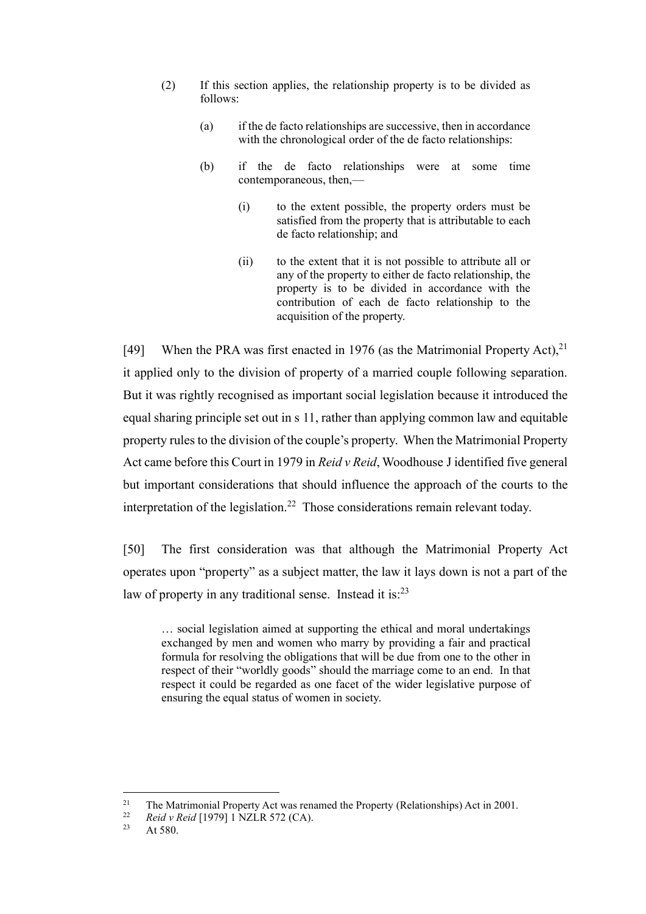(2) If this section applies, the relationship property is to be divided as follows:

   (a) if the de facto relationships are successive, then in accordance with the chronological order of the de facto relationships:

   (b) if the de facto relationships were at some time contemporaneous, then,—

      (i) to the extent possible, the property orders must be satisfied from the property that is attributable to each de facto relationship; and

      (ii) to the extent that it is not possible to attribute all or any of the property to either de facto relationship, the property is to be divided in accordance with the contribution of each de facto relationship to the acquisition of the property.

[49] When the PRA was first enacted in 1976 (as the Matrimonial Property Act),[21] it applied only to the division of property of a married couple following separation. But it was rightly recognised as important social legislation because it introduced the equal sharing principle set out in s 11, rather than applying common law and equitable property rules to the division of the couple's property. When the Matrimonial Property Act came before this Court in 1979 in *Reid v Reid*, Woodhouse J identified five general but important considerations that should influence the approach of the courts to the interpretation of the legislation.[22] Those considerations remain relevant today.

[50] The first consideration was that although the Matrimonial Property Act operates upon "property" as a subject matter, the law it lays down is not a part of the law of property in any traditional sense. Instead it is:[23]

> … social legislation aimed at supporting the ethical and moral undertakings exchanged by men and women who marry by providing a fair and practical formula for resolving the obligations that will be due from one to the other in respect of their "worldly goods" should the marriage come to an end. In that respect it could be regarded as one facet of the wider legislative purpose of ensuring the equal status of women in society.

---

[21] The Matrimonial Property Act was renamed the Property (Relationships) Act in 2001.

[22] *Reid v Reid* [1979] 1 NZLR 572 (CA).

[23] At 580.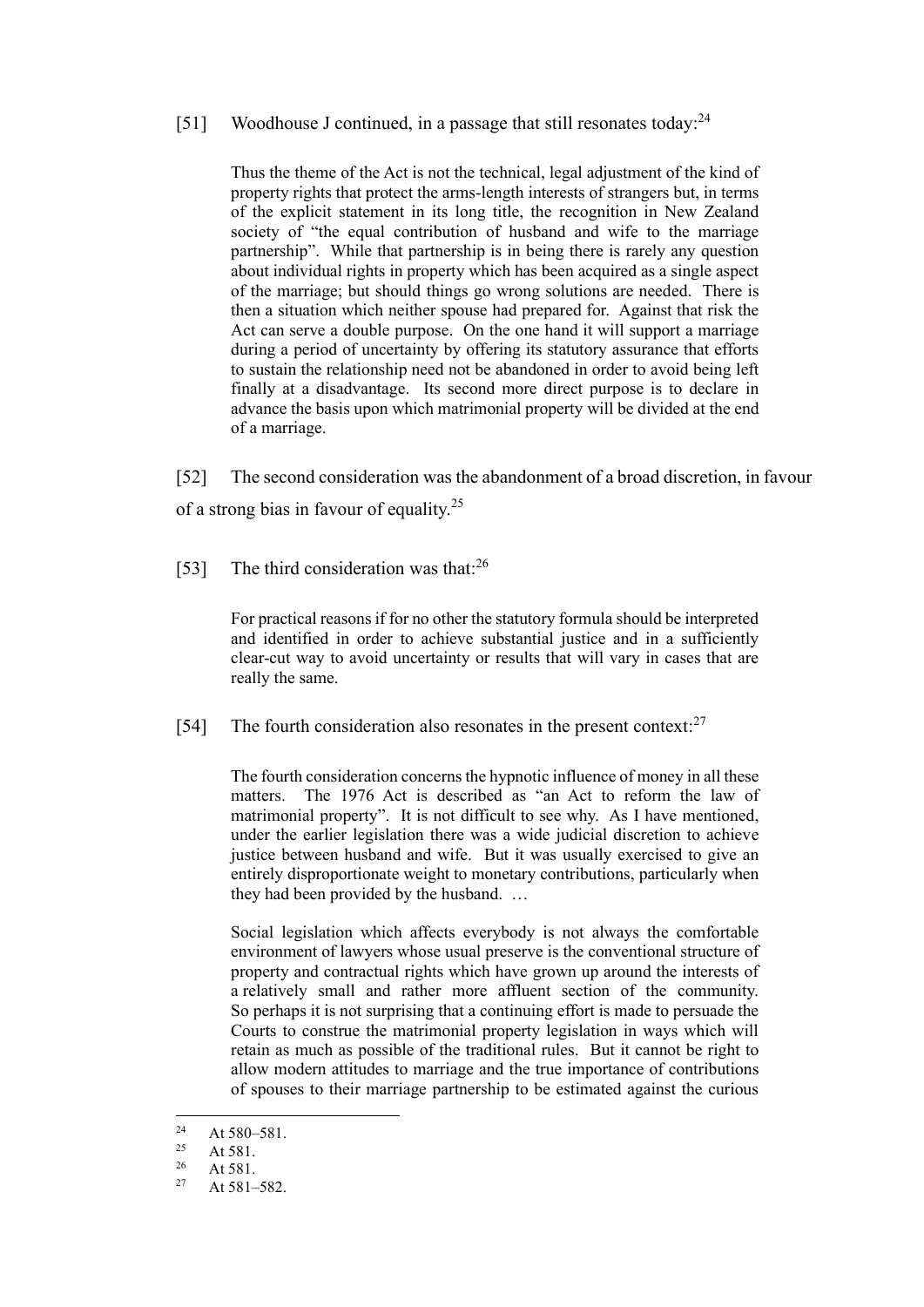[51] Woodhouse J continued, in a passage that still resonates today:[24]

> Thus the theme of the Act is not the technical, legal adjustment of the kind of property rights that protect the arms-length interests of strangers but, in terms of the explicit statement in its long title, the recognition in New Zealand society of "the equal contribution of husband and wife to the marriage partnership". While that partnership is in being there is rarely any question about individual rights in property which has been acquired as a single aspect of the marriage; but should things go wrong solutions are needed. There is then a situation which neither spouse had prepared for. Against that risk the Act can serve a double purpose. On the one hand it will support a marriage during a period of uncertainty by offering its statutory assurance that efforts to sustain the relationship need not be abandoned in order to avoid being left finally at a disadvantage. Its second more direct purpose is to declare in advance the basis upon which matrimonial property will be divided at the end of a marriage.

[52] The second consideration was the abandonment of a broad discretion, in favour of a strong bias in favour of equality.[25]

[53] The third consideration was that:[26]

> For practical reasons if for no other the statutory formula should be interpreted and identified in order to achieve substantial justice and in a sufficiently clear-cut way to avoid uncertainty or results that will vary in cases that are really the same.

[54] The fourth consideration also resonates in the present context:[27]

> The fourth consideration concerns the hypnotic influence of money in all these matters. The 1976 Act is described as "an Act to reform the law of matrimonial property". It is not difficult to see why. As I have mentioned, under the earlier legislation there was a wide judicial discretion to achieve justice between husband and wife. But it was usually exercised to give an entirely disproportionate weight to monetary contributions, particularly when they had been provided by the husband. …
>
> Social legislation which affects everybody is not always the comfortable environment of lawyers whose usual preserve is the conventional structure of property and contractual rights which have grown up around the interests of a relatively small and rather more affluent section of the community. So perhaps it is not surprising that a continuing effort is made to persuade the Courts to construe the matrimonial property legislation in ways which will retain as much as possible of the traditional rules. But it cannot be right to allow modern attitudes to marriage and the true importance of contributions of spouses to their marriage partnership to be estimated against the curious

---

[24] At 580–581.
[25] At 581.
[26] At 581.
[27] At 581–582.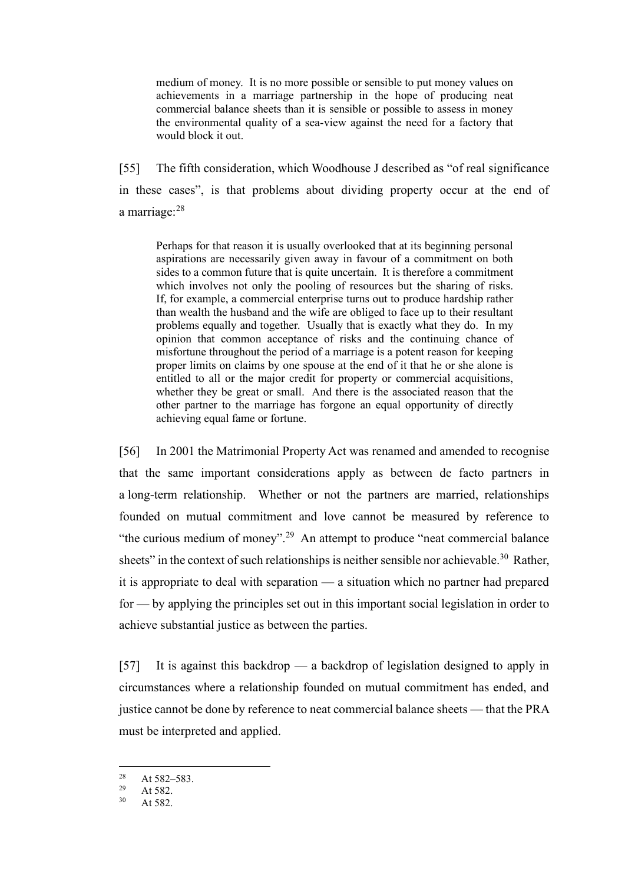> medium of money. It is no more possible or sensible to put money values on achievements in a marriage partnership in the hope of producing neat commercial balance sheets than it is sensible or possible to assess in money the environmental quality of a sea-view against the need for a factory that would block it out.

[55] The fifth consideration, which Woodhouse J described as "of real significance in these cases", is that problems about dividing property occur at the end of a marriage:[28]

> Perhaps for that reason it is usually overlooked that at its beginning personal aspirations are necessarily given away in favour of a commitment on both sides to a common future that is quite uncertain. It is therefore a commitment which involves not only the pooling of resources but the sharing of risks. If, for example, a commercial enterprise turns out to produce hardship rather than wealth the husband and the wife are obliged to face up to their resultant problems equally and together. Usually that is exactly what they do. In my opinion that common acceptance of risks and the continuing chance of misfortune throughout the period of a marriage is a potent reason for keeping proper limits on claims by one spouse at the end of it that he or she alone is entitled to all or the major credit for property or commercial acquisitions, whether they be great or small. And there is the associated reason that the other partner to the marriage has forgone an equal opportunity of directly achieving equal fame or fortune.

[56] In 2001 the Matrimonial Property Act was renamed and amended to recognise that the same important considerations apply as between de facto partners in a long-term relationship. Whether or not the partners are married, relationships founded on mutual commitment and love cannot be measured by reference to "the curious medium of money".[29] An attempt to produce "neat commercial balance sheets" in the context of such relationships is neither sensible nor achievable.[30] Rather, it is appropriate to deal with separation — a situation which no partner had prepared for — by applying the principles set out in this important social legislation in order to achieve substantial justice as between the parties.

[57] It is against this backdrop — a backdrop of legislation designed to apply in circumstances where a relationship founded on mutual commitment has ended, and justice cannot be done by reference to neat commercial balance sheets — that the PRA must be interpreted and applied.

---

[28] At 582–583.

[29] At 582.

[30] At 582.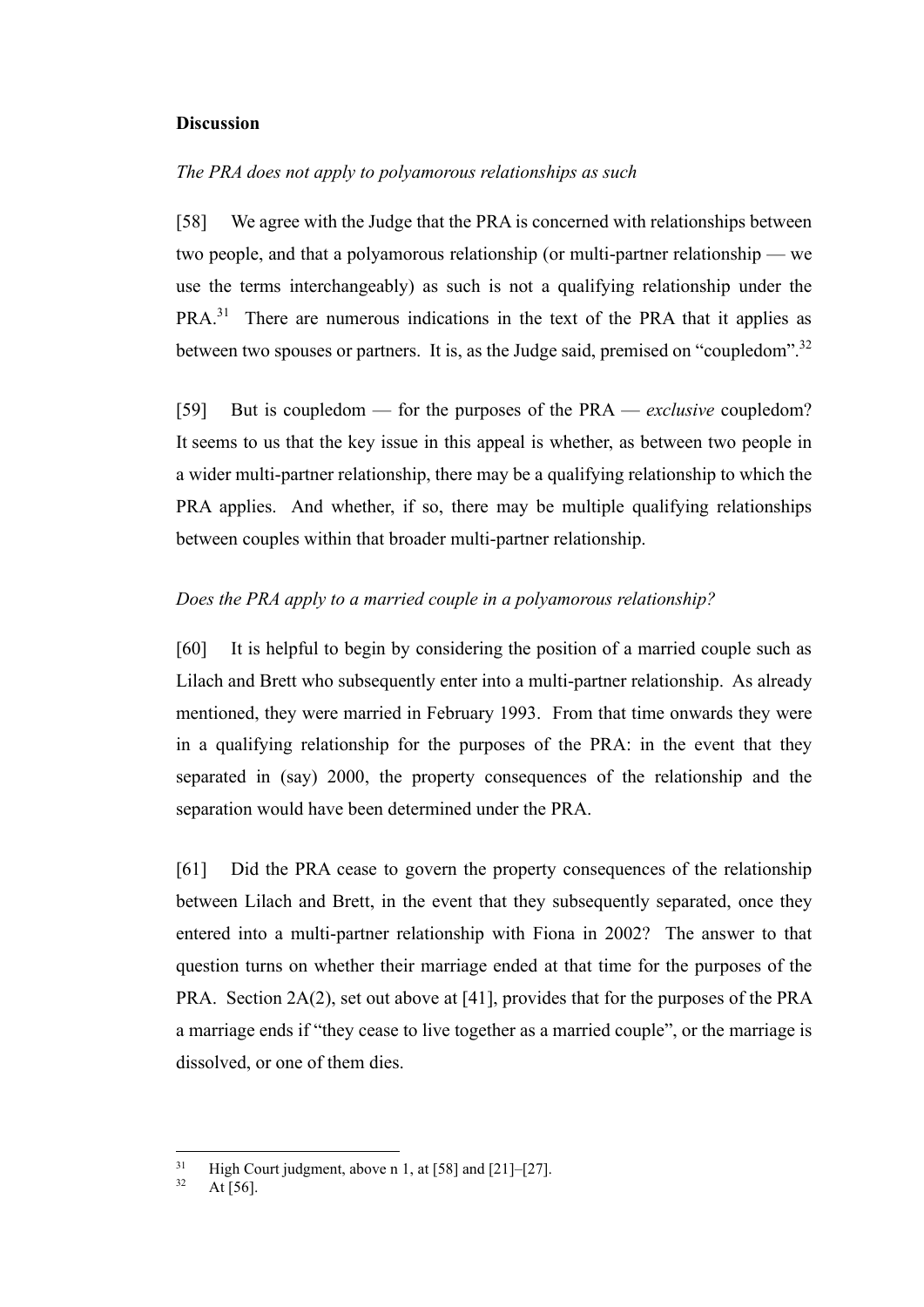**Discussion**

*The PRA does not apply to polyamorous relationships as such*

[58] We agree with the Judge that the PRA is concerned with relationships between two people, and that a polyamorous relationship (or multi-partner relationship — we use the terms interchangeably) as such is not a qualifying relationship under the PRA.[31] There are numerous indications in the text of the PRA that it applies as between two spouses or partners. It is, as the Judge said, premised on "coupledom".[32]

[59] But is coupledom — for the purposes of the PRA — *exclusive* coupledom? It seems to us that the key issue in this appeal is whether, as between two people in a wider multi-partner relationship, there may be a qualifying relationship to which the PRA applies. And whether, if so, there may be multiple qualifying relationships between couples within that broader multi-partner relationship.

*Does the PRA apply to a married couple in a polyamorous relationship?*

[60] It is helpful to begin by considering the position of a married couple such as Lilach and Brett who subsequently enter into a multi-partner relationship. As already mentioned, they were married in February 1993. From that time onwards they were in a qualifying relationship for the purposes of the PRA: in the event that they separated in (say) 2000, the property consequences of the relationship and the separation would have been determined under the PRA.

[61] Did the PRA cease to govern the property consequences of the relationship between Lilach and Brett, in the event that they subsequently separated, once they entered into a multi-partner relationship with Fiona in 2002? The answer to that question turns on whether their marriage ended at that time for the purposes of the PRA. Section 2A(2), set out above at [41], provides that for the purposes of the PRA a marriage ends if "they cease to live together as a married couple", or the marriage is dissolved, or one of them dies.

---

[31] High Court judgment, above n 1, at [58] and [21]–[27].

[32] At [56].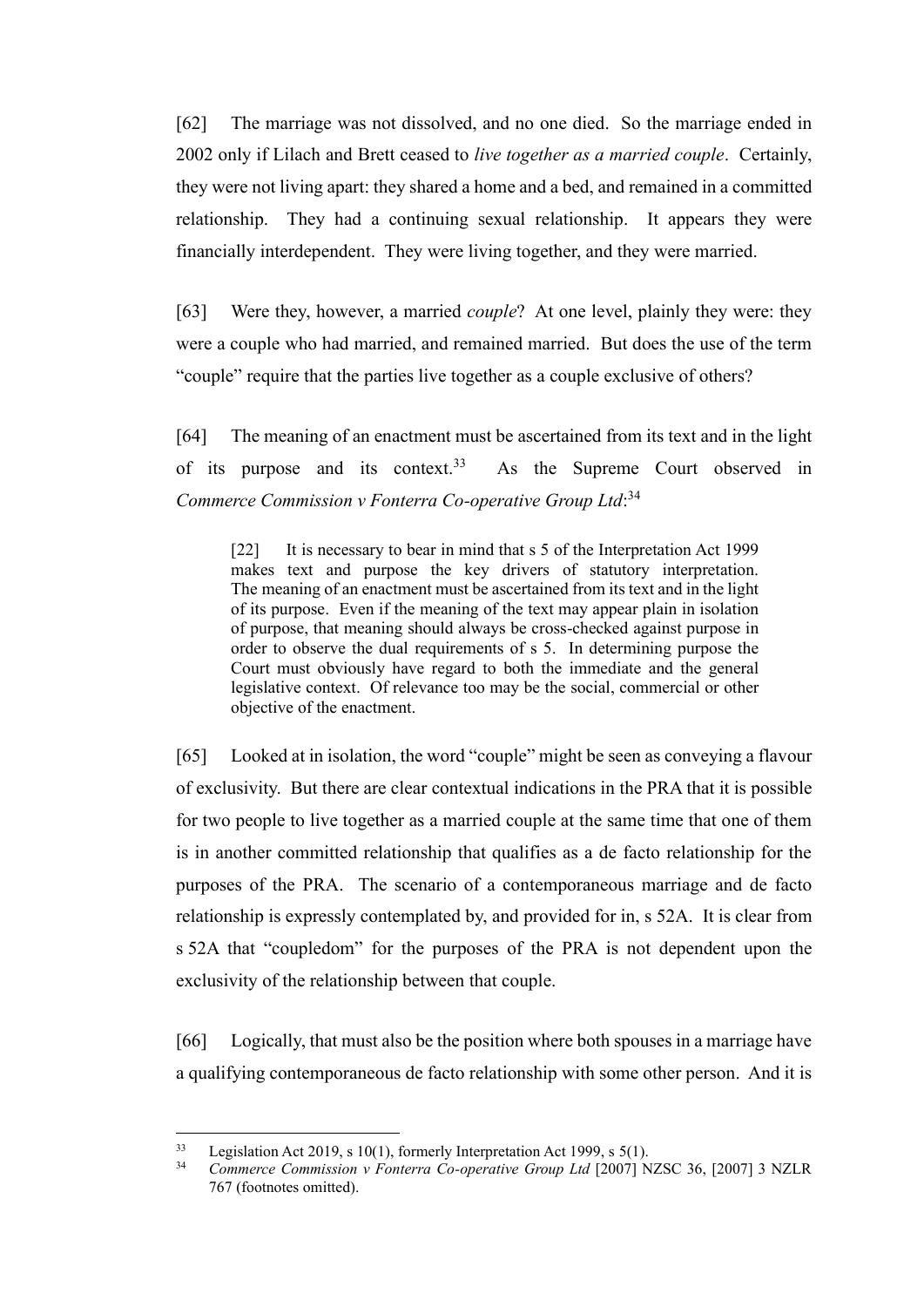[62] The marriage was not dissolved, and no one died. So the marriage ended in 2002 only if Lilach and Brett ceased to *live together as a married couple*. Certainly, they were not living apart: they shared a home and a bed, and remained in a committed relationship. They had a continuing sexual relationship. It appears they were financially interdependent. They were living together, and they were married.

[63] Were they, however, a married *couple*? At one level, plainly they were: they were a couple who had married, and remained married. But does the use of the term "couple" require that the parties live together as a couple exclusive of others?

[64] The meaning of an enactment must be ascertained from its text and in the light of its purpose and its context.[33] As the Supreme Court observed in *Commerce Commission v Fonterra Co-operative Group Ltd*:[34]

> [22] It is necessary to bear in mind that s 5 of the Interpretation Act 1999 makes text and purpose the key drivers of statutory interpretation. The meaning of an enactment must be ascertained from its text and in the light of its purpose. Even if the meaning of the text may appear plain in isolation of purpose, that meaning should always be cross-checked against purpose in order to observe the dual requirements of s 5. In determining purpose the Court must obviously have regard to both the immediate and the general legislative context. Of relevance too may be the social, commercial or other objective of the enactment.

[65] Looked at in isolation, the word "couple" might be seen as conveying a flavour of exclusivity. But there are clear contextual indications in the PRA that it is possible for two people to live together as a married couple at the same time that one of them is in another committed relationship that qualifies as a de facto relationship for the purposes of the PRA. The scenario of a contemporaneous marriage and de facto relationship is expressly contemplated by, and provided for in, s 52A. It is clear from s 52A that "coupledom" for the purposes of the PRA is not dependent upon the exclusivity of the relationship between that couple.

[66] Logically, that must also be the position where both spouses in a marriage have a qualifying contemporaneous de facto relationship with some other person. And it is

---

[33] Legislation Act 2019, s 10(1), formerly Interpretation Act 1999, s 5(1).

[34] *Commerce Commission v Fonterra Co-operative Group Ltd* [2007] NZSC 36, [2007] 3 NZLR 767 (footnotes omitted).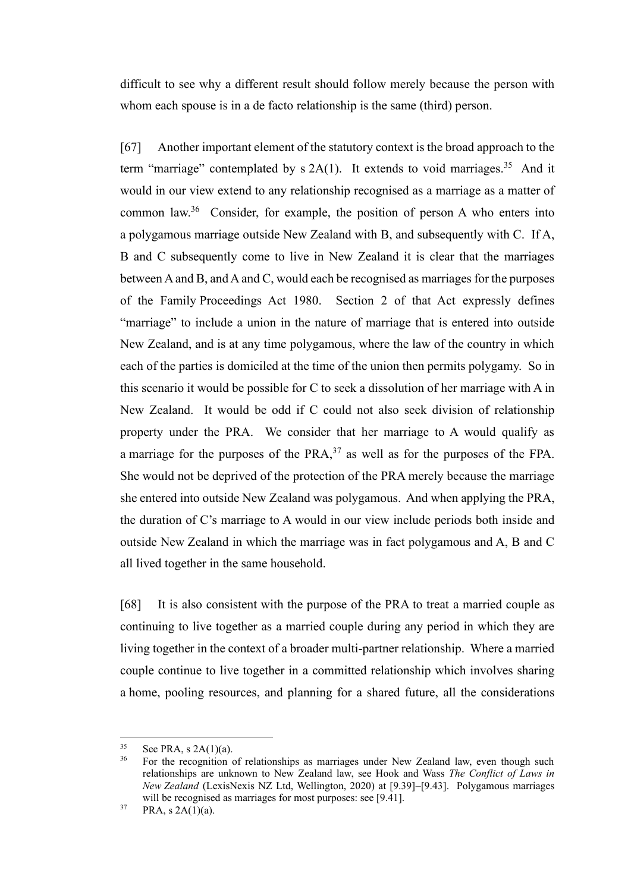difficult to see why a different result should follow merely because the person with whom each spouse is in a de facto relationship is the same (third) person.

[67] Another important element of the statutory context is the broad approach to the term "marriage" contemplated by s 2A(1). It extends to void marriages.[35] And it would in our view extend to any relationship recognised as a marriage as a matter of common law.[36] Consider, for example, the position of person A who enters into a polygamous marriage outside New Zealand with B, and subsequently with C. If A, B and C subsequently come to live in New Zealand it is clear that the marriages between A and B, and A and C, would each be recognised as marriages for the purposes of the Family Proceedings Act 1980. Section 2 of that Act expressly defines "marriage" to include a union in the nature of marriage that is entered into outside New Zealand, and is at any time polygamous, where the law of the country in which each of the parties is domiciled at the time of the union then permits polygamy. So in this scenario it would be possible for C to seek a dissolution of her marriage with A in New Zealand. It would be odd if C could not also seek division of relationship property under the PRA. We consider that her marriage to A would qualify as a marriage for the purposes of the PRA,[37] as well as for the purposes of the FPA. She would not be deprived of the protection of the PRA merely because the marriage she entered into outside New Zealand was polygamous. And when applying the PRA, the duration of C's marriage to A would in our view include periods both inside and outside New Zealand in which the marriage was in fact polygamous and A, B and C all lived together in the same household.

[68] It is also consistent with the purpose of the PRA to treat a married couple as continuing to live together as a married couple during any period in which they are living together in the context of a broader multi-partner relationship. Where a married couple continue to live together in a committed relationship which involves sharing a home, pooling resources, and planning for a shared future, all the considerations

---

[35] See PRA, s 2A(1)(a).

[36] For the recognition of relationships as marriages under New Zealand law, even though such relationships are unknown to New Zealand law, see Hook and Wass *The Conflict of Laws in New Zealand* (LexisNexis NZ Ltd, Wellington, 2020) at [9.39]–[9.43]. Polygamous marriages will be recognised as marriages for most purposes: see [9.41].

[37] PRA, s 2A(1)(a).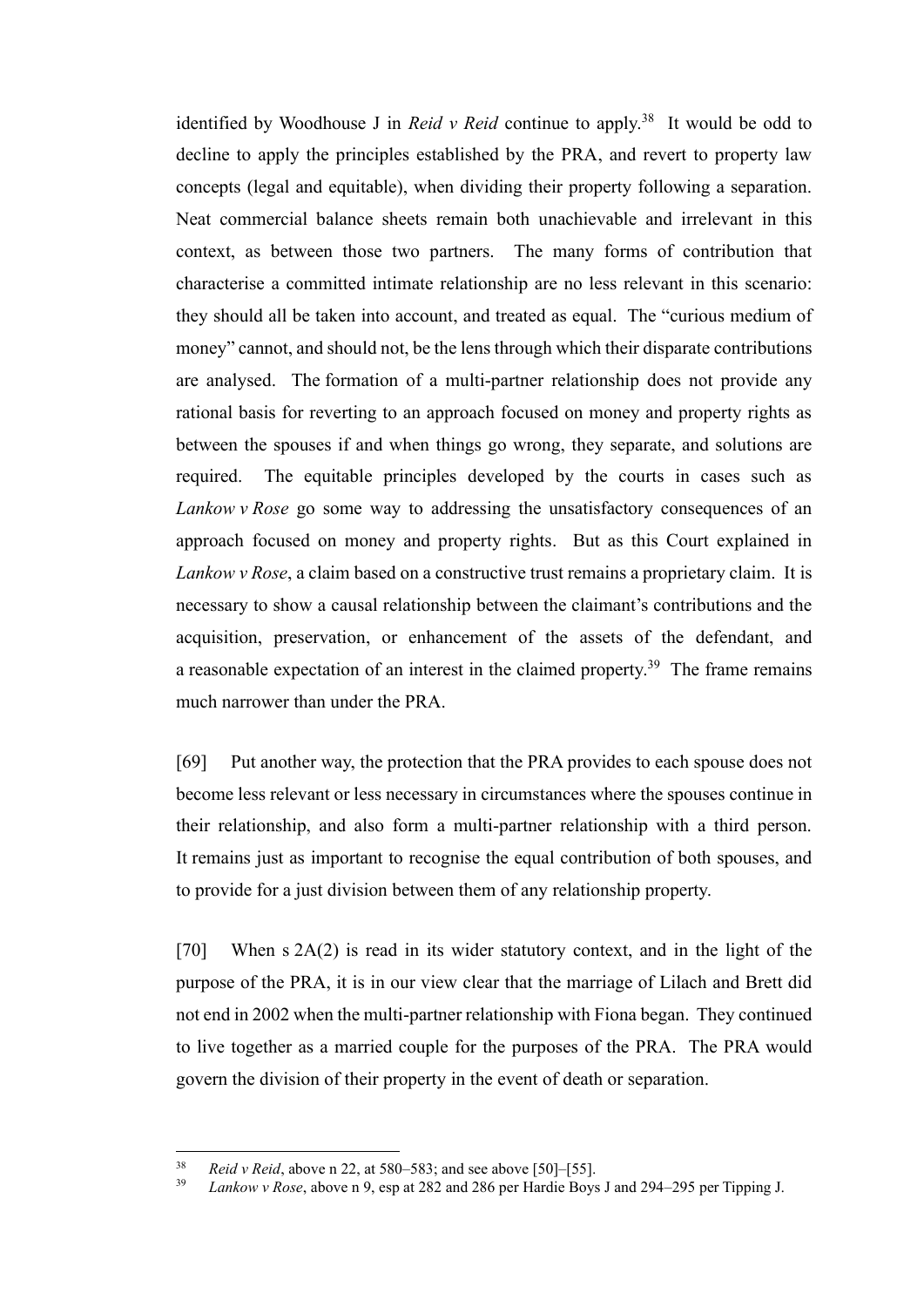identified by Woodhouse J in *Reid v Reid* continue to apply.[38] It would be odd to decline to apply the principles established by the PRA, and revert to property law concepts (legal and equitable), when dividing their property following a separation. Neat commercial balance sheets remain both unachievable and irrelevant in this context, as between those two partners. The many forms of contribution that characterise a committed intimate relationship are no less relevant in this scenario: they should all be taken into account, and treated as equal. The "curious medium of money" cannot, and should not, be the lens through which their disparate contributions are analysed. The formation of a multi-partner relationship does not provide any rational basis for reverting to an approach focused on money and property rights as between the spouses if and when things go wrong, they separate, and solutions are required. The equitable principles developed by the courts in cases such as *Lankow v Rose* go some way to addressing the unsatisfactory consequences of an approach focused on money and property rights. But as this Court explained in *Lankow v Rose*, a claim based on a constructive trust remains a proprietary claim. It is necessary to show a causal relationship between the claimant's contributions and the acquisition, preservation, or enhancement of the assets of the defendant, and a reasonable expectation of an interest in the claimed property.[39] The frame remains much narrower than under the PRA.

[69] Put another way, the protection that the PRA provides to each spouse does not become less relevant or less necessary in circumstances where the spouses continue in their relationship, and also form a multi-partner relationship with a third person. It remains just as important to recognise the equal contribution of both spouses, and to provide for a just division between them of any relationship property.

[70] When s 2A(2) is read in its wider statutory context, and in the light of the purpose of the PRA, it is in our view clear that the marriage of Lilach and Brett did not end in 2002 when the multi-partner relationship with Fiona began. They continued to live together as a married couple for the purposes of the PRA. The PRA would govern the division of their property in the event of death or separation.

---

[38] *Reid v Reid*, above n 22, at 580–583; and see above [50]–[55].

[39] *Lankow v Rose*, above n 9, esp at 282 and 286 per Hardie Boys J and 294–295 per Tipping J.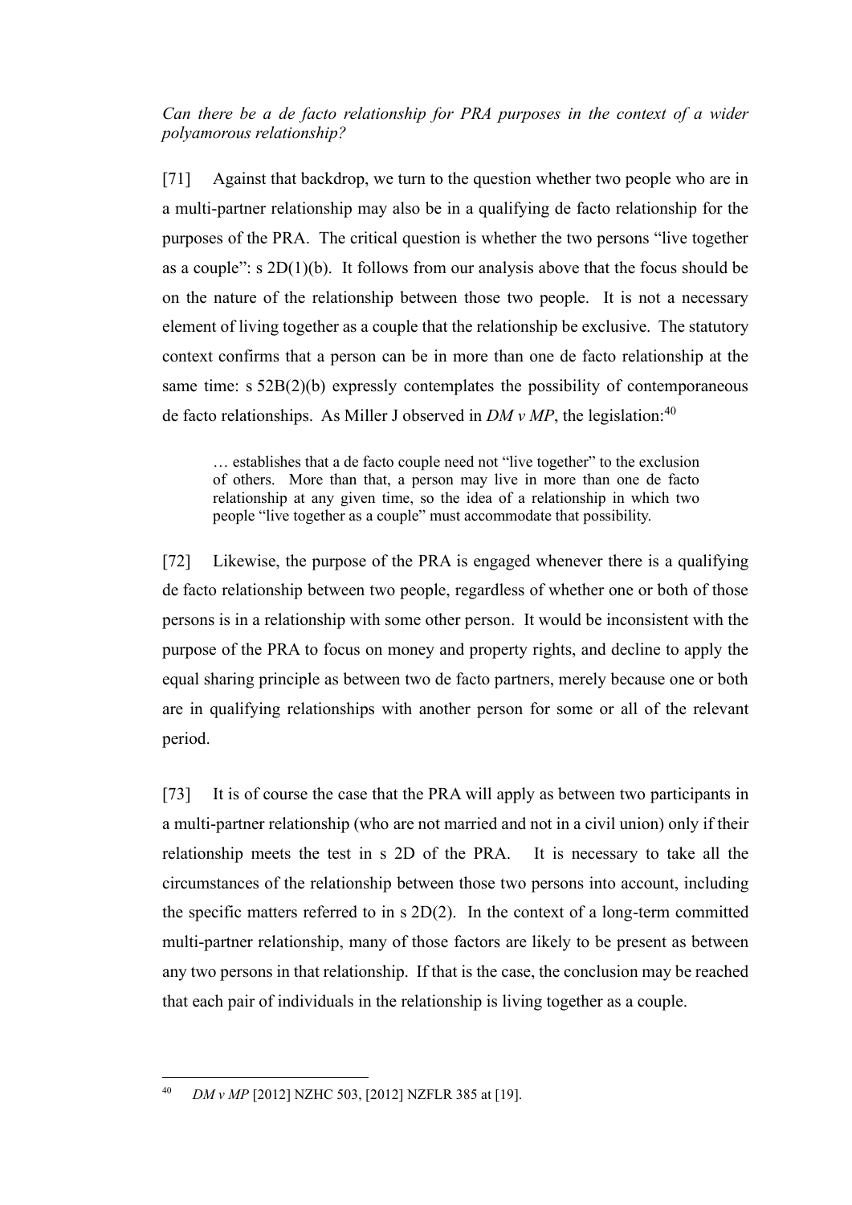*Can there be a de facto relationship for PRA purposes in the context of a wider polyamorous relationship?*

[71] Against that backdrop, we turn to the question whether two people who are in a multi-partner relationship may also be in a qualifying de facto relationship for the purposes of the PRA. The critical question is whether the two persons "live together as a couple": s 2D(1)(b). It follows from our analysis above that the focus should be on the nature of the relationship between those two people. It is not a necessary element of living together as a couple that the relationship be exclusive. The statutory context confirms that a person can be in more than one de facto relationship at the same time: s 52B(2)(b) expressly contemplates the possibility of contemporaneous de facto relationships. As Miller J observed in *DM v MP*, the legislation:[40]

> … establishes that a de facto couple need not "live together" to the exclusion of others. More than that, a person may live in more than one de facto relationship at any given time, so the idea of a relationship in which two people "live together as a couple" must accommodate that possibility.

[72] Likewise, the purpose of the PRA is engaged whenever there is a qualifying de facto relationship between two people, regardless of whether one or both of those persons is in a relationship with some other person. It would be inconsistent with the purpose of the PRA to focus on money and property rights, and decline to apply the equal sharing principle as between two de facto partners, merely because one or both are in qualifying relationships with another person for some or all of the relevant period.

[73] It is of course the case that the PRA will apply as between two participants in a multi-partner relationship (who are not married and not in a civil union) only if their relationship meets the test in s 2D of the PRA. It is necessary to take all the circumstances of the relationship between those two persons into account, including the specific matters referred to in s 2D(2). In the context of a long-term committed multi-partner relationship, many of those factors are likely to be present as between any two persons in that relationship. If that is the case, the conclusion may be reached that each pair of individuals in the relationship is living together as a couple.

---

[40] *DM v MP* [2012] NZHC 503, [2012] NZFLR 385 at [19].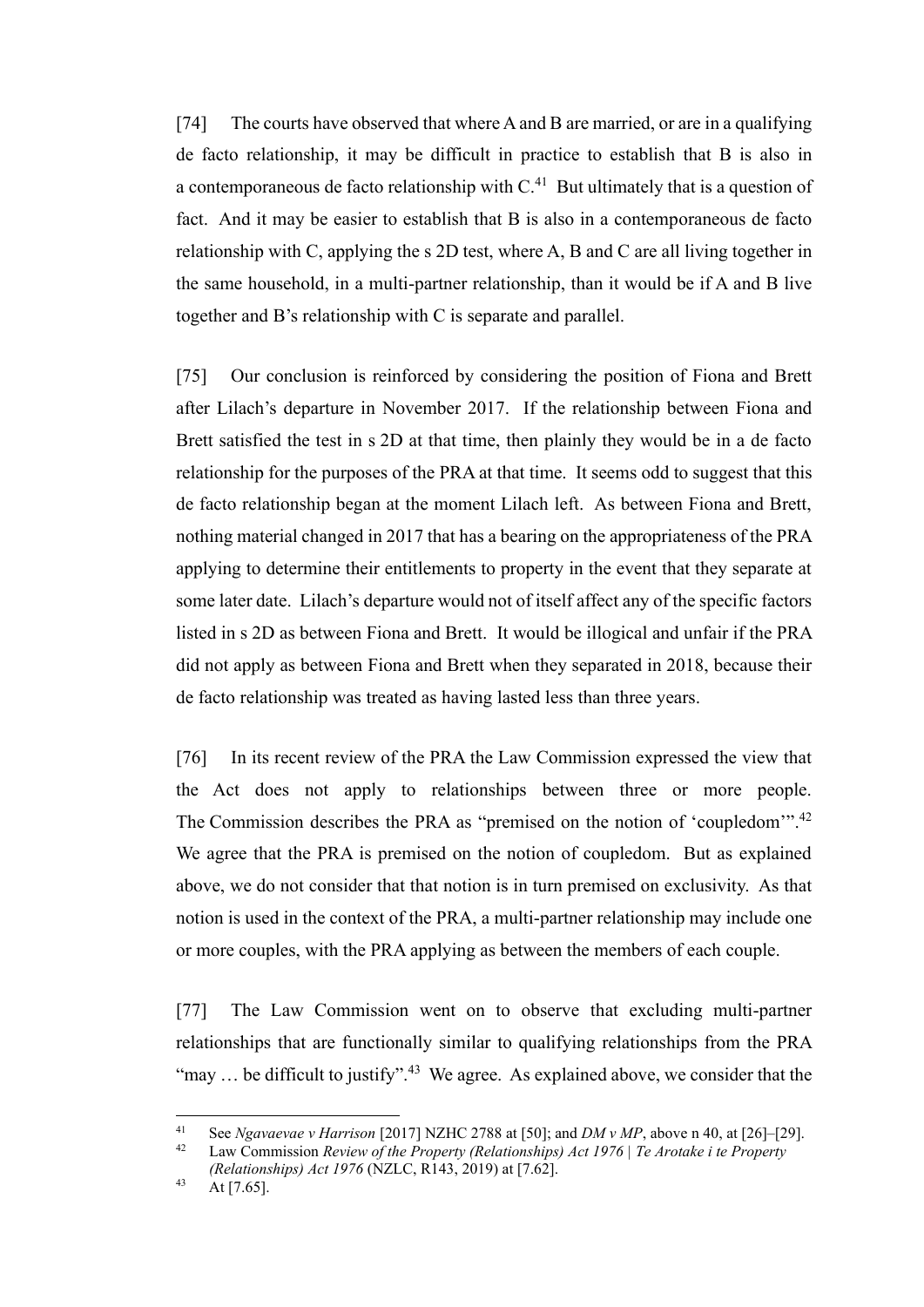[74] The courts have observed that where A and B are married, or are in a qualifying de facto relationship, it may be difficult in practice to establish that B is also in a contemporaneous de facto relationship with C.[41] But ultimately that is a question of fact. And it may be easier to establish that B is also in a contemporaneous de facto relationship with C, applying the s 2D test, where A, B and C are all living together in the same household, in a multi-partner relationship, than it would be if A and B live together and B's relationship with C is separate and parallel.

[75] Our conclusion is reinforced by considering the position of Fiona and Brett after Lilach's departure in November 2017. If the relationship between Fiona and Brett satisfied the test in s 2D at that time, then plainly they would be in a de facto relationship for the purposes of the PRA at that time. It seems odd to suggest that this de facto relationship began at the moment Lilach left. As between Fiona and Brett, nothing material changed in 2017 that has a bearing on the appropriateness of the PRA applying to determine their entitlements to property in the event that they separate at some later date. Lilach's departure would not of itself affect any of the specific factors listed in s 2D as between Fiona and Brett. It would be illogical and unfair if the PRA did not apply as between Fiona and Brett when they separated in 2018, because their de facto relationship was treated as having lasted less than three years.

[76] In its recent review of the PRA the Law Commission expressed the view that the Act does not apply to relationships between three or more people. The Commission describes the PRA as "premised on the notion of 'coupledom'".[42] We agree that the PRA is premised on the notion of coupledom. But as explained above, we do not consider that that notion is in turn premised on exclusivity. As that notion is used in the context of the PRA, a multi-partner relationship may include one or more couples, with the PRA applying as between the members of each couple.

[77] The Law Commission went on to observe that excluding multi-partner relationships that are functionally similar to qualifying relationships from the PRA "may … be difficult to justify".[43] We agree. As explained above, we consider that the

---

[41] See *Ngavaevae v Harrison* [2017] NZHC 2788 at [50]; and *DM v MP*, above n 40, at [26]–[29].

[42] Law Commission *Review of the Property (Relationships) Act 1976 | Te Arotake i te Property (Relationships) Act 1976* (NZLC, R143, 2019) at [7.62].

[43] At [7.65].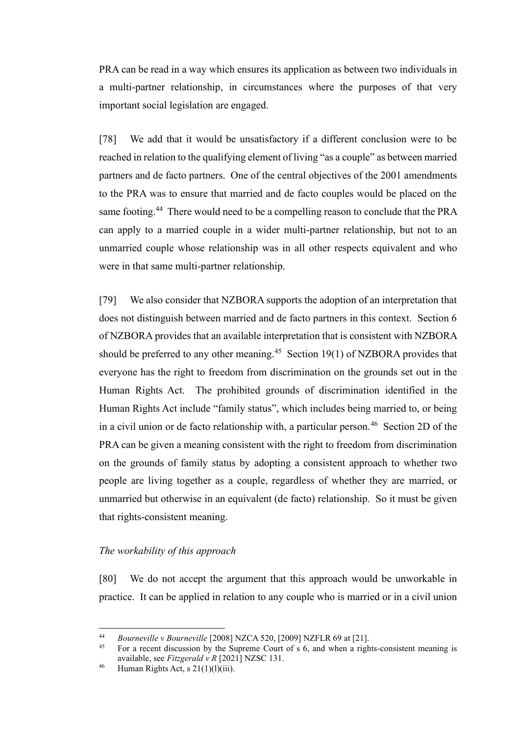PRA can be read in a way which ensures its application as between two individuals in a multi-partner relationship, in circumstances where the purposes of that very important social legislation are engaged.

[78] We add that it would be unsatisfactory if a different conclusion were to be reached in relation to the qualifying element of living "as a couple" as between married partners and de facto partners. One of the central objectives of the 2001 amendments to the PRA was to ensure that married and de facto couples would be placed on the same footing.[44] There would need to be a compelling reason to conclude that the PRA can apply to a married couple in a wider multi-partner relationship, but not to an unmarried couple whose relationship was in all other respects equivalent and who were in that same multi-partner relationship.

[79] We also consider that NZBORA supports the adoption of an interpretation that does not distinguish between married and de facto partners in this context. Section 6 of NZBORA provides that an available interpretation that is consistent with NZBORA should be preferred to any other meaning.[45] Section 19(1) of NZBORA provides that everyone has the right to freedom from discrimination on the grounds set out in the Human Rights Act. The prohibited grounds of discrimination identified in the Human Rights Act include "family status", which includes being married to, or being in a civil union or de facto relationship with, a particular person.[46] Section 2D of the PRA can be given a meaning consistent with the right to freedom from discrimination on the grounds of family status by adopting a consistent approach to whether two people are living together as a couple, regardless of whether they are married, or unmarried but otherwise in an equivalent (de facto) relationship. So it must be given that rights-consistent meaning.

*The workability of this approach*

[80] We do not accept the argument that this approach would be unworkable in practice. It can be applied in relation to any couple who is married or in a civil union

---

[44] *Bourneville v Bourneville* [2008] NZCA 520, [2009] NZFLR 69 at [21].

[45] For a recent discussion by the Supreme Court of s 6, and when a rights-consistent meaning is available, see *Fitzgerald v R* [2021] NZSC 131.

[46] Human Rights Act, s 21(1)(l)(iii).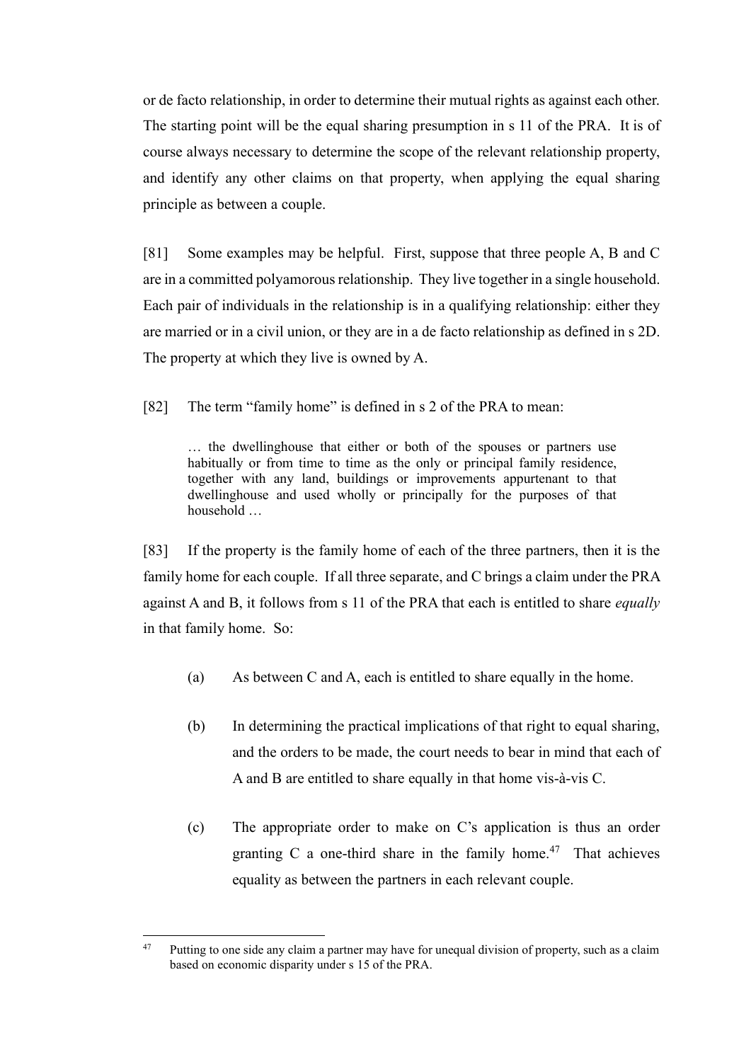or de facto relationship, in order to determine their mutual rights as against each other. The starting point will be the equal sharing presumption in s 11 of the PRA. It is of course always necessary to determine the scope of the relevant relationship property, and identify any other claims on that property, when applying the equal sharing principle as between a couple.

[81] Some examples may be helpful. First, suppose that three people A, B and C are in a committed polyamorous relationship. They live together in a single household. Each pair of individuals in the relationship is in a qualifying relationship: either they are married or in a civil union, or they are in a de facto relationship as defined in s 2D. The property at which they live is owned by A.

[82] The term "family home" is defined in s 2 of the PRA to mean:

> … the dwellinghouse that either or both of the spouses or partners use habitually or from time to time as the only or principal family residence, together with any land, buildings or improvements appurtenant to that dwellinghouse and used wholly or principally for the purposes of that household …

[83] If the property is the family home of each of the three partners, then it is the family home for each couple. If all three separate, and C brings a claim under the PRA against A and B, it follows from s 11 of the PRA that each is entitled to share *equally* in that family home. So:

(a) As between C and A, each is entitled to share equally in the home.

(b) In determining the practical implications of that right to equal sharing, and the orders to be made, the court needs to bear in mind that each of A and B are entitled to share equally in that home vis-à-vis C.

(c) The appropriate order to make on C's application is thus an order granting C a one-third share in the family home.[47] That achieves equality as between the partners in each relevant couple.

---

[47] Putting to one side any claim a partner may have for unequal division of property, such as a claim based on economic disparity under s 15 of the PRA.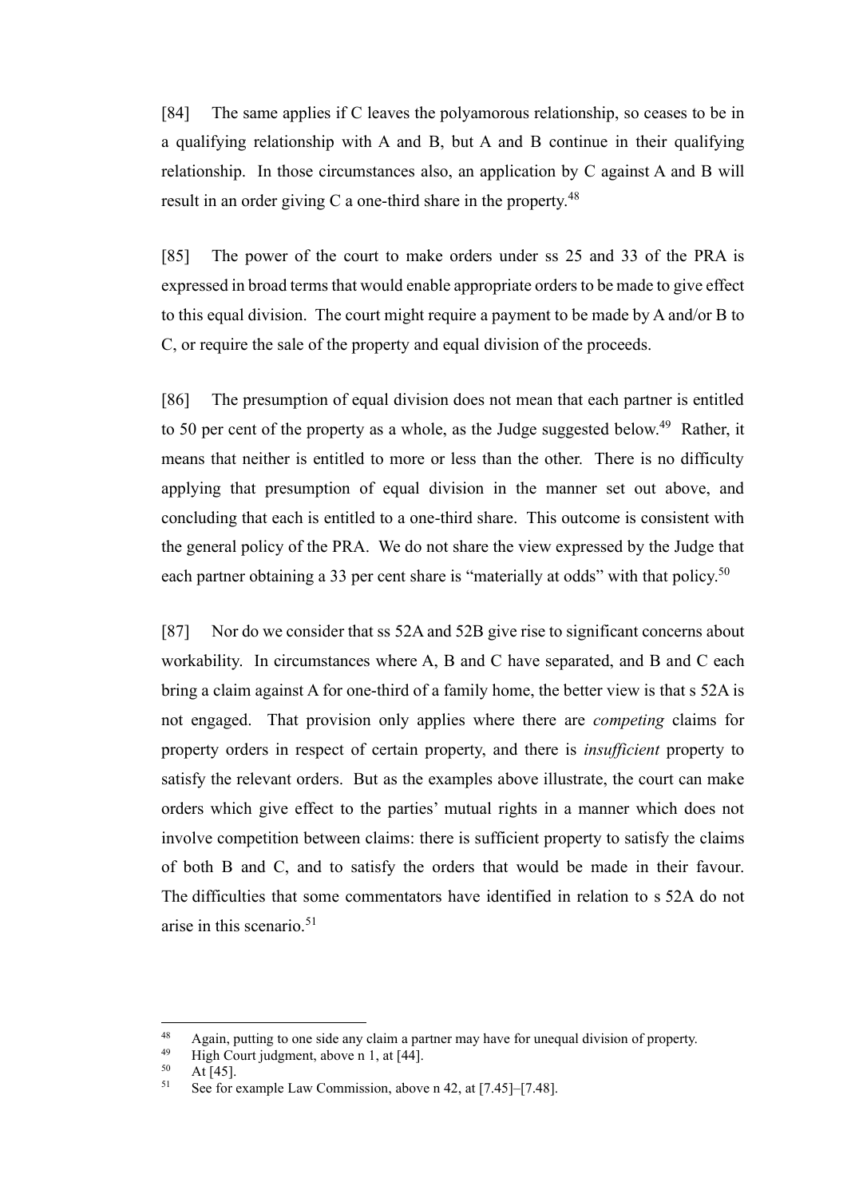[84] The same applies if C leaves the polyamorous relationship, so ceases to be in a qualifying relationship with A and B, but A and B continue in their qualifying relationship. In those circumstances also, an application by C against A and B will result in an order giving C a one-third share in the property.[48]

[85] The power of the court to make orders under ss 25 and 33 of the PRA is expressed in broad terms that would enable appropriate orders to be made to give effect to this equal division. The court might require a payment to be made by A and/or B to C, or require the sale of the property and equal division of the proceeds.

[86] The presumption of equal division does not mean that each partner is entitled to 50 per cent of the property as a whole, as the Judge suggested below.[49] Rather, it means that neither is entitled to more or less than the other. There is no difficulty applying that presumption of equal division in the manner set out above, and concluding that each is entitled to a one-third share. This outcome is consistent with the general policy of the PRA. We do not share the view expressed by the Judge that each partner obtaining a 33 per cent share is "materially at odds" with that policy.[50]

[87] Nor do we consider that ss 52A and 52B give rise to significant concerns about workability. In circumstances where A, B and C have separated, and B and C each bring a claim against A for one-third of a family home, the better view is that s 52A is not engaged. That provision only applies where there are *competing* claims for property orders in respect of certain property, and there is *insufficient* property to satisfy the relevant orders. But as the examples above illustrate, the court can make orders which give effect to the parties' mutual rights in a manner which does not involve competition between claims: there is sufficient property to satisfy the claims of both B and C, and to satisfy the orders that would be made in their favour. The difficulties that some commentators have identified in relation to s 52A do not arise in this scenario.[51]

---

[48] Again, putting to one side any claim a partner may have for unequal division of property.

[49] High Court judgment, above n 1, at [44].

[50] At [45].

[51] See for example Law Commission, above n 42, at [7.45]–[7.48].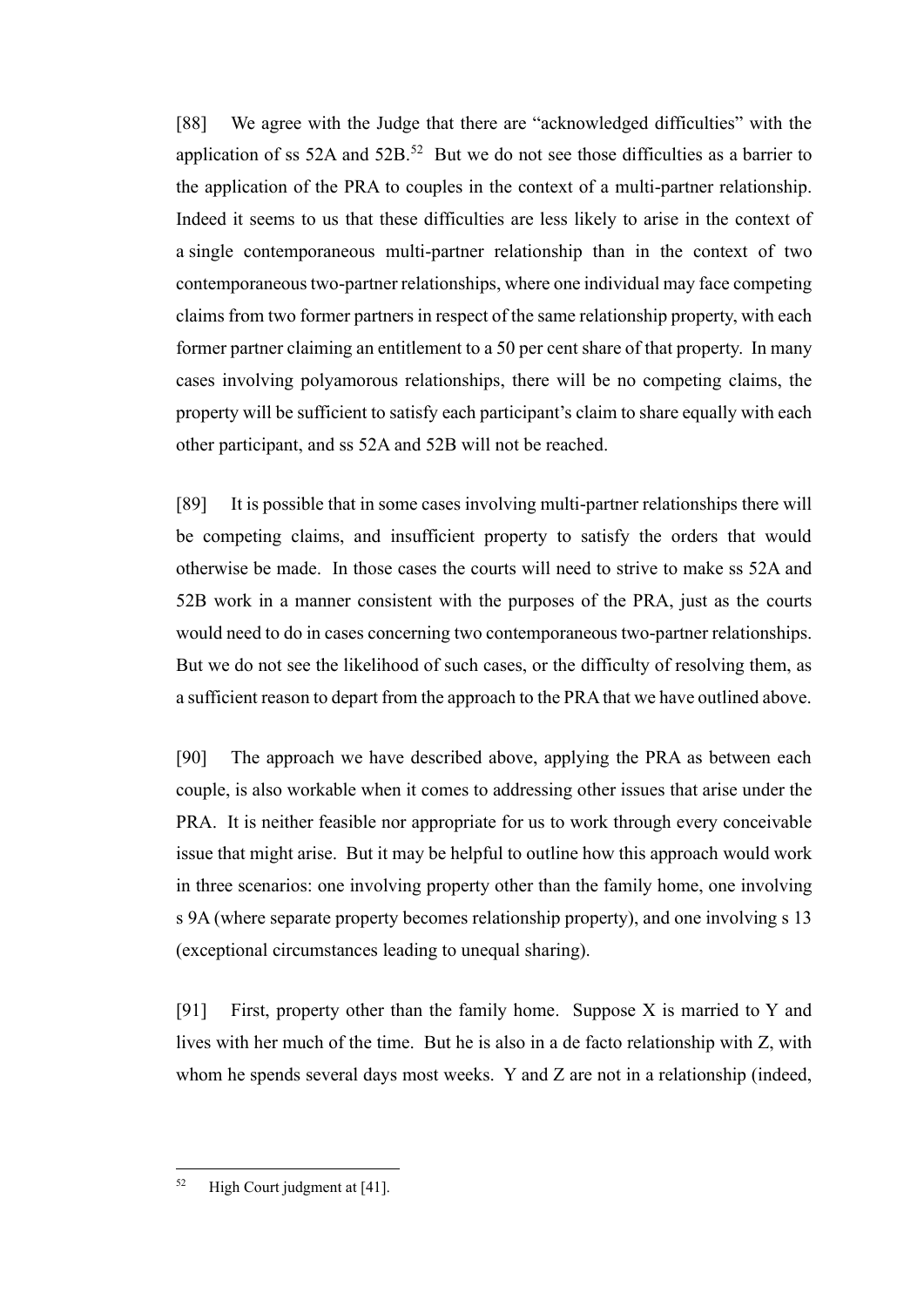[88] We agree with the Judge that there are "acknowledged difficulties" with the application of ss 52A and 52B.[52] But we do not see those difficulties as a barrier to the application of the PRA to couples in the context of a multi-partner relationship. Indeed it seems to us that these difficulties are less likely to arise in the context of a single contemporaneous multi-partner relationship than in the context of two contemporaneous two-partner relationships, where one individual may face competing claims from two former partners in respect of the same relationship property, with each former partner claiming an entitlement to a 50 per cent share of that property. In many cases involving polyamorous relationships, there will be no competing claims, the property will be sufficient to satisfy each participant's claim to share equally with each other participant, and ss 52A and 52B will not be reached.

[89] It is possible that in some cases involving multi-partner relationships there will be competing claims, and insufficient property to satisfy the orders that would otherwise be made. In those cases the courts will need to strive to make ss 52A and 52B work in a manner consistent with the purposes of the PRA, just as the courts would need to do in cases concerning two contemporaneous two-partner relationships. But we do not see the likelihood of such cases, or the difficulty of resolving them, as a sufficient reason to depart from the approach to the PRA that we have outlined above.

[90] The approach we have described above, applying the PRA as between each couple, is also workable when it comes to addressing other issues that arise under the PRA. It is neither feasible nor appropriate for us to work through every conceivable issue that might arise. But it may be helpful to outline how this approach would work in three scenarios: one involving property other than the family home, one involving s 9A (where separate property becomes relationship property), and one involving s 13 (exceptional circumstances leading to unequal sharing).

[91] First, property other than the family home. Suppose X is married to Y and lives with her much of the time. But he is also in a de facto relationship with Z, with whom he spends several days most weeks. Y and Z are not in a relationship (indeed,

---

[52] High Court judgment at [41].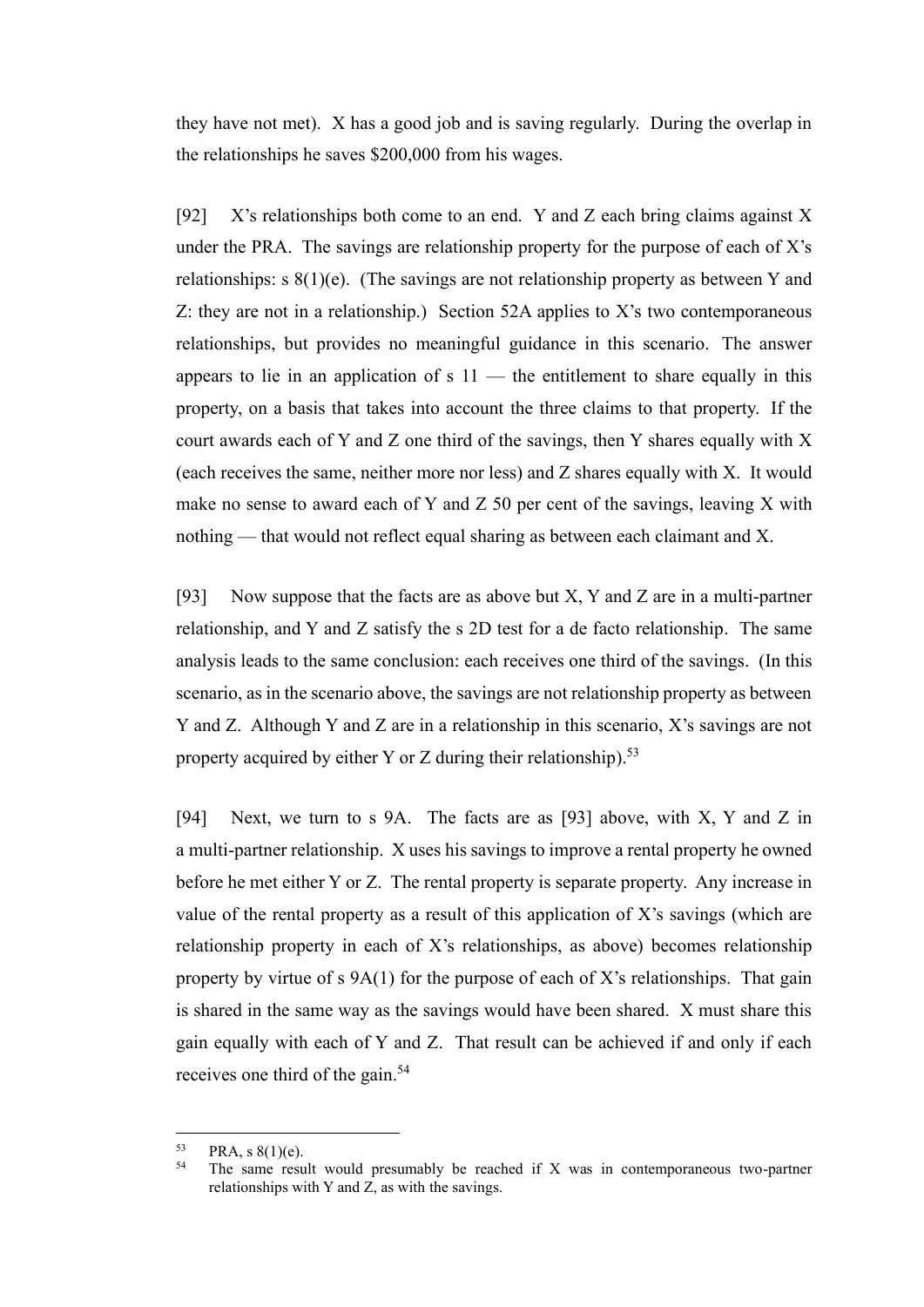they have not met). X has a good job and is saving regularly. During the overlap in the relationships he saves $200,000 from his wages.

[92] X's relationships both come to an end. Y and Z each bring claims against X under the PRA. The savings are relationship property for the purpose of each of X's relationships: s 8(1)(e). (The savings are not relationship property as between Y and Z: they are not in a relationship.) Section 52A applies to X's two contemporaneous relationships, but provides no meaningful guidance in this scenario. The answer appears to lie in an application of s 11 — the entitlement to share equally in this property, on a basis that takes into account the three claims to that property. If the court awards each of Y and Z one third of the savings, then Y shares equally with X (each receives the same, neither more nor less) and Z shares equally with X. It would make no sense to award each of Y and Z 50 per cent of the savings, leaving X with nothing — that would not reflect equal sharing as between each claimant and X.

[93] Now suppose that the facts are as above but X, Y and Z are in a multi-partner relationship, and Y and Z satisfy the s 2D test for a de facto relationship. The same analysis leads to the same conclusion: each receives one third of the savings. (In this scenario, as in the scenario above, the savings are not relationship property as between Y and Z. Although Y and Z are in a relationship in this scenario, X's savings are not property acquired by either Y or Z during their relationship).[53]

[94] Next, we turn to s 9A. The facts are as [93] above, with X, Y and Z in a multi-partner relationship. X uses his savings to improve a rental property he owned before he met either Y or Z. The rental property is separate property. Any increase in value of the rental property as a result of this application of X's savings (which are relationship property in each of X's relationships, as above) becomes relationship property by virtue of s 9A(1) for the purpose of each of X's relationships. That gain is shared in the same way as the savings would have been shared. X must share this gain equally with each of Y and Z. That result can be achieved if and only if each receives one third of the gain.[54]

---

[53] PRA, s 8(1)(e).

[54] The same result would presumably be reached if X was in contemporaneous two-partner relationships with Y and Z, as with the savings.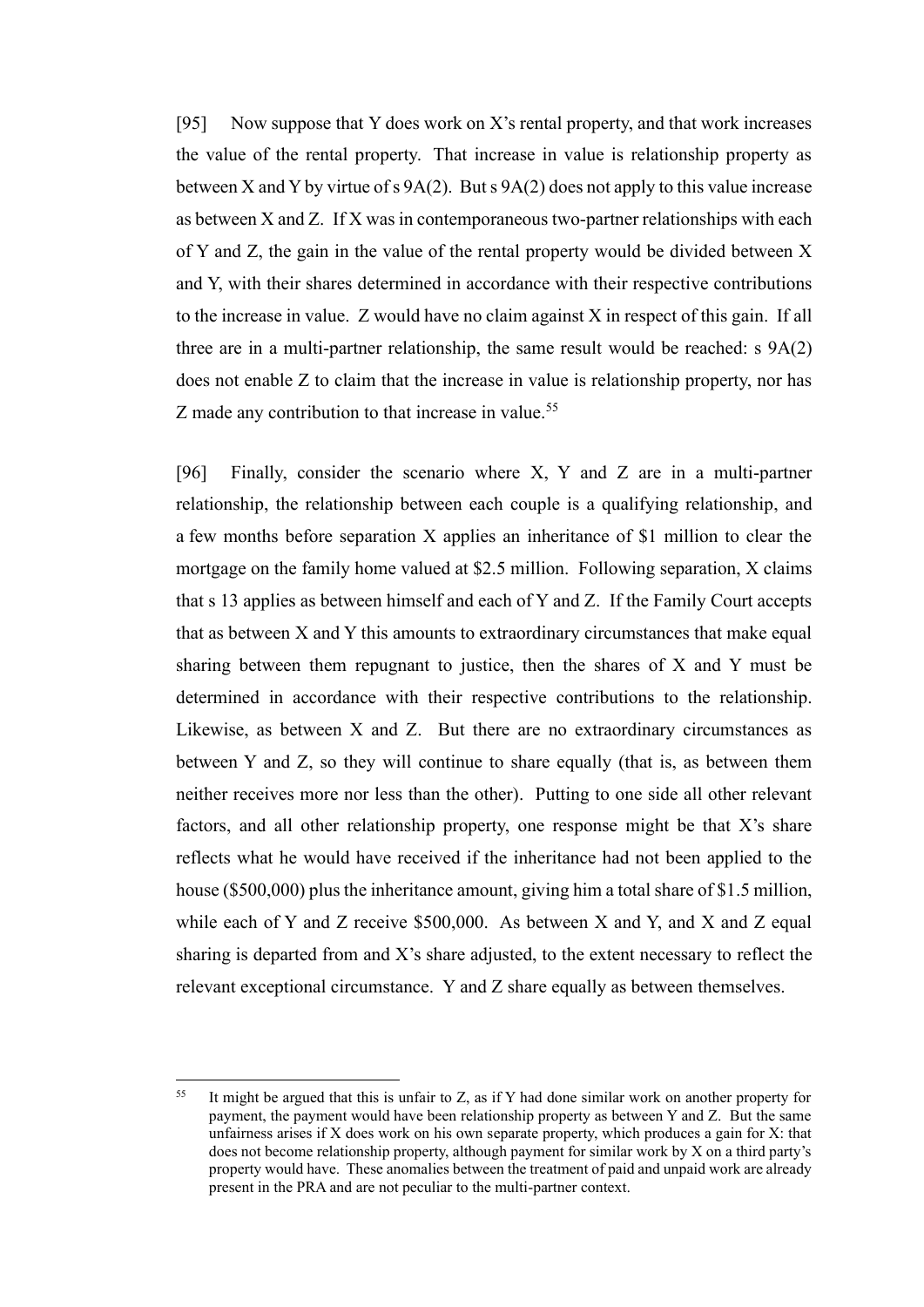[95] Now suppose that Y does work on X's rental property, and that work increases the value of the rental property. That increase in value is relationship property as between X and Y by virtue of s 9A(2). But s 9A(2) does not apply to this value increase as between X and Z. If X was in contemporaneous two-partner relationships with each of Y and Z, the gain in the value of the rental property would be divided between X and Y, with their shares determined in accordance with their respective contributions to the increase in value. Z would have no claim against X in respect of this gain. If all three are in a multi-partner relationship, the same result would be reached: s 9A(2) does not enable Z to claim that the increase in value is relationship property, nor has Z made any contribution to that increase in value.[55]

[96] Finally, consider the scenario where X, Y and Z are in a multi-partner relationship, the relationship between each couple is a qualifying relationship, and a few months before separation X applies an inheritance of $1 million to clear the mortgage on the family home valued at $2.5 million. Following separation, X claims that s 13 applies as between himself and each of Y and Z. If the Family Court accepts that as between X and Y this amounts to extraordinary circumstances that make equal sharing between them repugnant to justice, then the shares of X and Y must be determined in accordance with their respective contributions to the relationship. Likewise, as between X and Z. But there are no extraordinary circumstances as between Y and Z, so they will continue to share equally (that is, as between them neither receives more nor less than the other). Putting to one side all other relevant factors, and all other relationship property, one response might be that X's share reflects what he would have received if the inheritance had not been applied to the house ($500,000) plus the inheritance amount, giving him a total share of $1.5 million, while each of Y and Z receive $500,000. As between X and Y, and X and Z equal sharing is departed from and X's share adjusted, to the extent necessary to reflect the relevant exceptional circumstance. Y and Z share equally as between themselves.

---

[55] It might be argued that this is unfair to Z, as if Y had done similar work on another property for payment, the payment would have been relationship property as between Y and Z. But the same unfairness arises if X does work on his own separate property, which produces a gain for X: that does not become relationship property, although payment for similar work by X on a third party's property would have. These anomalies between the treatment of paid and unpaid work are already present in the PRA and are not peculiar to the multi-partner context.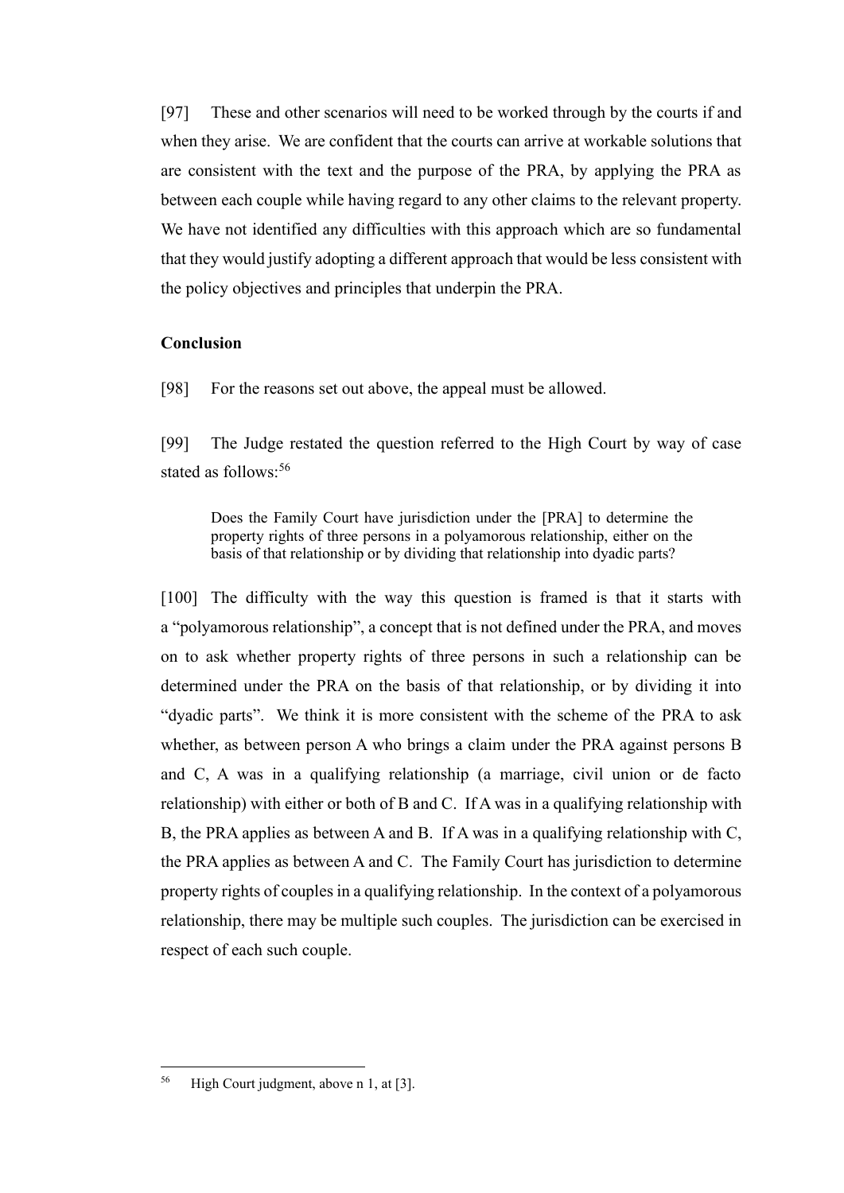[97] These and other scenarios will need to be worked through by the courts if and when they arise. We are confident that the courts can arrive at workable solutions that are consistent with the text and the purpose of the PRA, by applying the PRA as between each couple while having regard to any other claims to the relevant property. We have not identified any difficulties with this approach which are so fundamental that they would justify adopting a different approach that would be less consistent with the policy objectives and principles that underpin the PRA.

**Conclusion**

[98] For the reasons set out above, the appeal must be allowed.

[99] The Judge restated the question referred to the High Court by way of case stated as follows:[56]

> Does the Family Court have jurisdiction under the [PRA] to determine the property rights of three persons in a polyamorous relationship, either on the basis of that relationship or by dividing that relationship into dyadic parts?

[100] The difficulty with the way this question is framed is that it starts with a "polyamorous relationship", a concept that is not defined under the PRA, and moves on to ask whether property rights of three persons in such a relationship can be determined under the PRA on the basis of that relationship, or by dividing it into "dyadic parts". We think it is more consistent with the scheme of the PRA to ask whether, as between person A who brings a claim under the PRA against persons B and C, A was in a qualifying relationship (a marriage, civil union or de facto relationship) with either or both of B and C. If A was in a qualifying relationship with B, the PRA applies as between A and B. If A was in a qualifying relationship with C, the PRA applies as between A and C. The Family Court has jurisdiction to determine property rights of couples in a qualifying relationship. In the context of a polyamorous relationship, there may be multiple such couples. The jurisdiction can be exercised in respect of each such couple.

[56] High Court judgment, above n 1, at [3].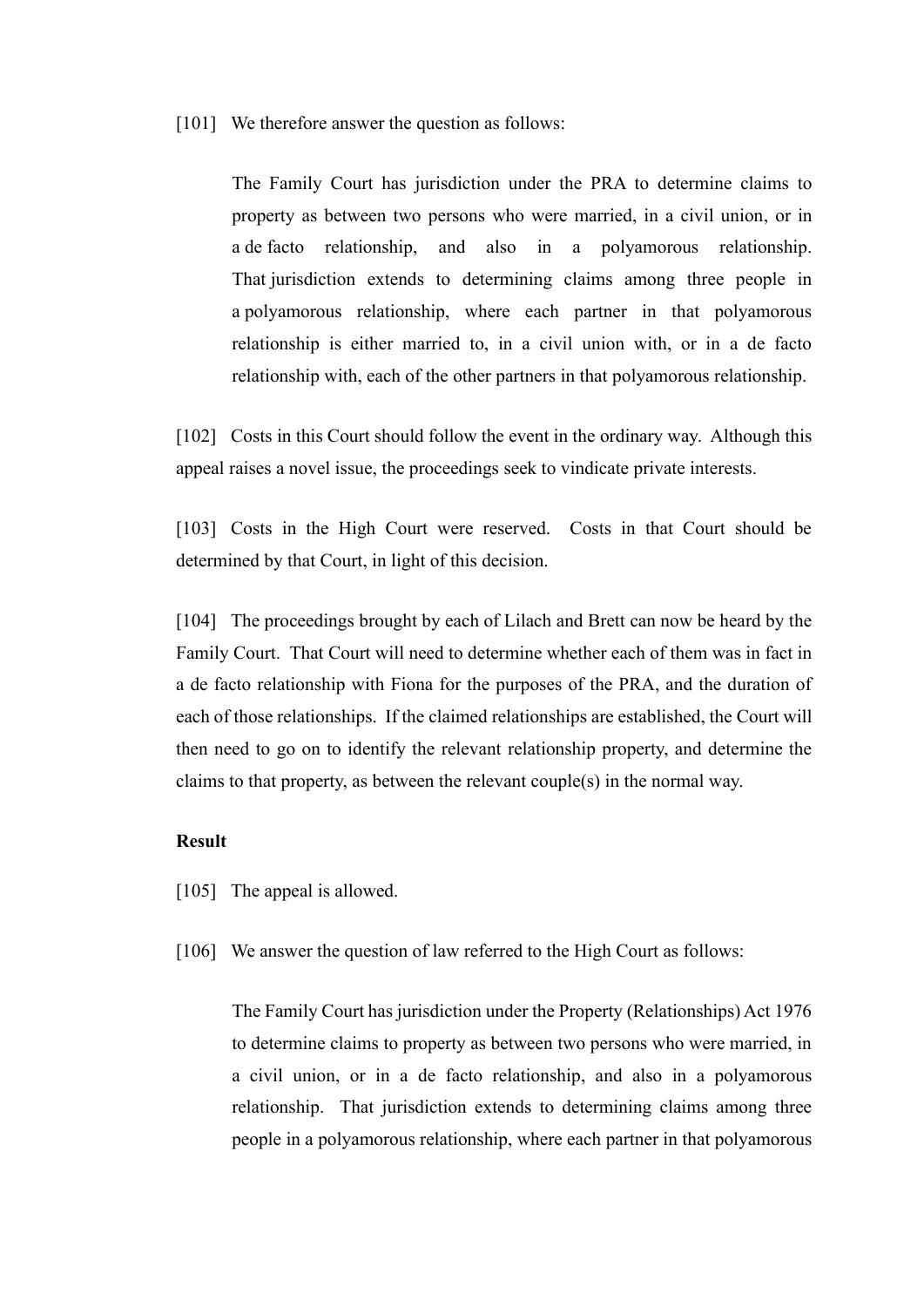[101] We therefore answer the question as follows:

> The Family Court has jurisdiction under the PRA to determine claims to property as between two persons who were married, in a civil union, or in a de facto relationship, and also in a polyamorous relationship. That jurisdiction extends to determining claims among three people in a polyamorous relationship, where each partner in that polyamorous relationship is either married to, in a civil union with, or in a de facto relationship with, each of the other partners in that polyamorous relationship.

[102] Costs in this Court should follow the event in the ordinary way. Although this appeal raises a novel issue, the proceedings seek to vindicate private interests.

[103] Costs in the High Court were reserved. Costs in that Court should be determined by that Court, in light of this decision.

[104] The proceedings brought by each of Lilach and Brett can now be heard by the Family Court. That Court will need to determine whether each of them was in fact in a de facto relationship with Fiona for the purposes of the PRA, and the duration of each of those relationships. If the claimed relationships are established, the Court will then need to go on to identify the relevant relationship property, and determine the claims to that property, as between the relevant couple(s) in the normal way.

**Result**

[105] The appeal is allowed.

[106] We answer the question of law referred to the High Court as follows:

> The Family Court has jurisdiction under the Property (Relationships) Act 1976 to determine claims to property as between two persons who were married, in a civil union, or in a de facto relationship, and also in a polyamorous relationship. That jurisdiction extends to determining claims among three people in a polyamorous relationship, where each partner in that polyamorous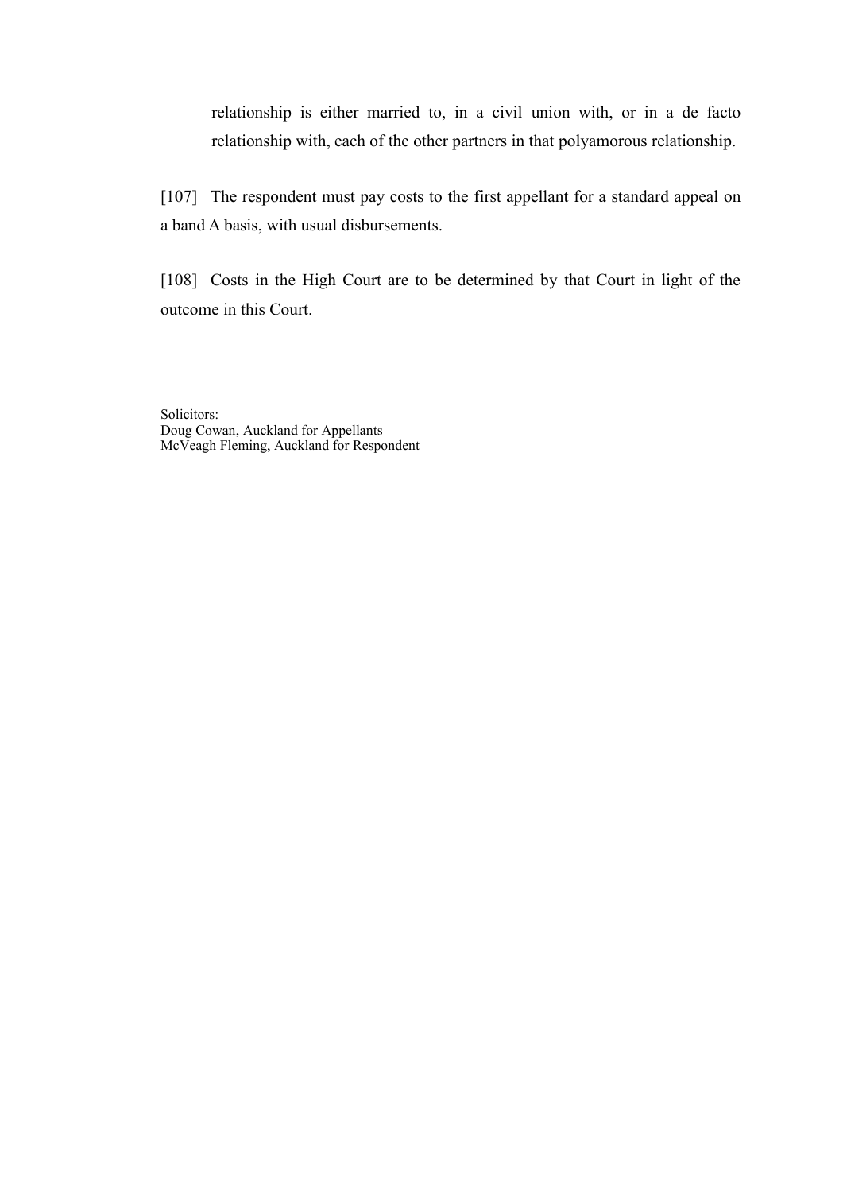relationship is either married to, in a civil union with, or in a de facto relationship with, each of the other partners in that polyamorous relationship.

[107] The respondent must pay costs to the first appellant for a standard appeal on a band A basis, with usual disbursements.

[108] Costs in the High Court are to be determined by that Court in light of the outcome in this Court.

Solicitors:
Doug Cowan, Auckland for Appellants
McVeagh Fleming, Auckland for Respondent